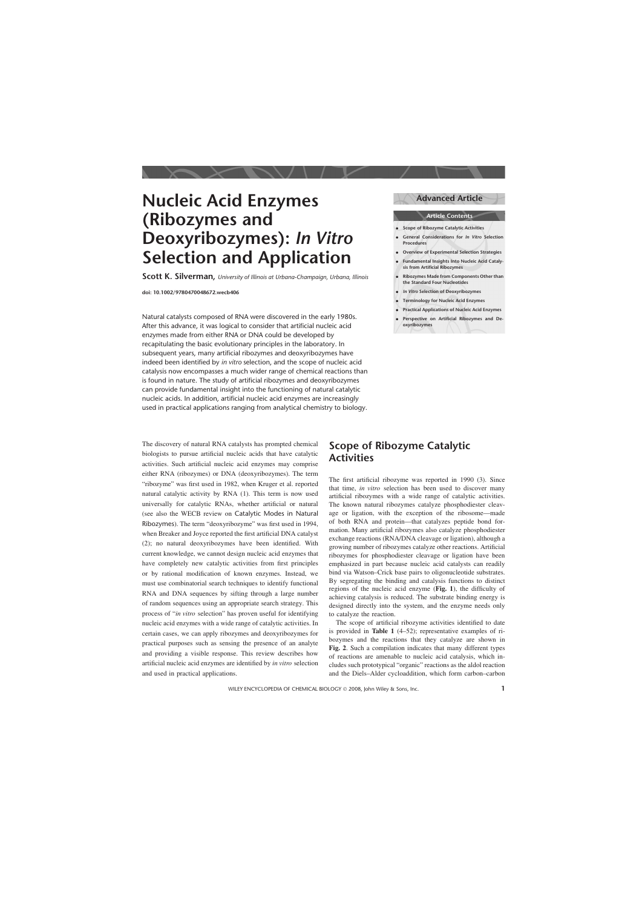# Nucleic Acid Enzymes (Ribozymes and Deoxyribozymes): *In Vitro* Selection and Application

**Scott K. Silverman,** *University of Illinois at Urbana-Champaign, Urbana, Illinois*

**doi: 10.1002/9780470048672.wecb406**

Advanced Article

**Article Contents**

- Scope of Ribozyme Catalytic Activities
- General Considerations for *In Vitro* Selection Procedures
- Overview of Experimental Selection Strategies
- Fundamental Insights Into Nucleic Acid Catalysis from Artificial Ribozymes
- Ribozymes Made from Components Other than the Standard Four Nucleotides
- *In Vitro* Selection of Deoxyribozymes
- Terminology for Nucleic Acid Enzymes
- Practical Applications of Nucleic Acid Enzymes
- Perspective on Artificial Ribozymes and Deoxyribozymes

Natural catalysts composed of RNA were discovered in the early 1980s. After this advance, it was logical to consider that artificial nucleic acid enzymes made from either RNA or DNA could be developed by recapitulating the basic evolutionary principles in the laboratory. In subsequent years, many artificial ribozymes and deoxyribozymes have indeed been identified by *in vitro* selection, and the scope of nucleic acid catalysis now encompasses a much wider range of chemical reactions than is found in nature. The study of artificial ribozymes and deoxyribozymes can provide fundamental insight into the functioning of natural catalytic nucleic acids. In addition, artificial nucleic acid enzymes are increasingly used in practical applications ranging from analytical chemistry to biology.

The discovery of natural RNA catalysts has prompted chemical biologists to pursue artificial nucleic acids that have catalytic activities. Such artificial nucleic acid enzymes may comprise either RNA (ribozymes) or DNA (deoxyribozymes). The term "ribozyme" was first used in 1982, when Kruger et al. reported natural catalytic activity by RNA (1). This term is now used universally for catalytic RNAs, whether artificial or natural (see also the WECB review on Catalytic Modes in Natural Ribozymes). The term "deoxyribozyme" was first used in 1994, when Breaker and Joyce reported the first artificial DNA catalyst (2); no natural deoxyribozymes have been identified. With current knowledge, we cannot design nucleic acid enzymes that have completely new catalytic activities from first principles or by rational modification of known enzymes. Instead, we must use combinatorial search techniques to identify functional RNA and DNA sequences by sifting through a large number of random sequences using an appropriate search strategy. This process of "*in vitro* selection" has proven useful for identifying nucleic acid enzymes with a wide range of catalytic activities. In certain cases, we can apply ribozymes and deoxyribozymes for practical purposes such as sensing the presence of an analyte and providing a visible response. This review describes how artificial nucleic acid enzymes are identified by *in vitro* selection and used in practical applications.

## Scope of Ribozyme Catalytic Activities

The first artificial ribozyme was reported in 1990 (3). Since that time, *in vitro* selection has been used to discover many artificial ribozymes with a wide range of catalytic activities. The known natural ribozymes catalyze phosphodiester cleavage or ligation, with the exception of the ribosome—made of both RNA and protein—that catalyzes peptide bond formation. Many artificial ribozymes also catalyze phosphodiester exchange reactions (RNA/DNA cleavage or ligation), although a growing number of ribozymes catalyze other reactions. Artificial ribozymes for phosphodiester cleavage or ligation have been emphasized in part because nucleic acid catalysts can readily bind via Watson–Crick base pairs to oligonucleotide substrates. By segregating the binding and catalysis functions to distinct regions of the nucleic acid enzyme (**Fig. 1**), the difficulty of achieving catalysis is reduced. The substrate binding energy is designed directly into the system, and the enzyme needs only to catalyze the reaction.

The scope of artificial ribozyme activities identified to date is provided in **Table 1** (4–52); representative examples of ribozymes and the reactions that they catalyze are shown in **Fig. 2**. Such a compilation indicates that many different types of reactions are amenable to nucleic acid catalysis, which includes such prototypical "organic" reactions as the aldol reaction and the Diels–Alder cycloaddition, which form carbon–carbon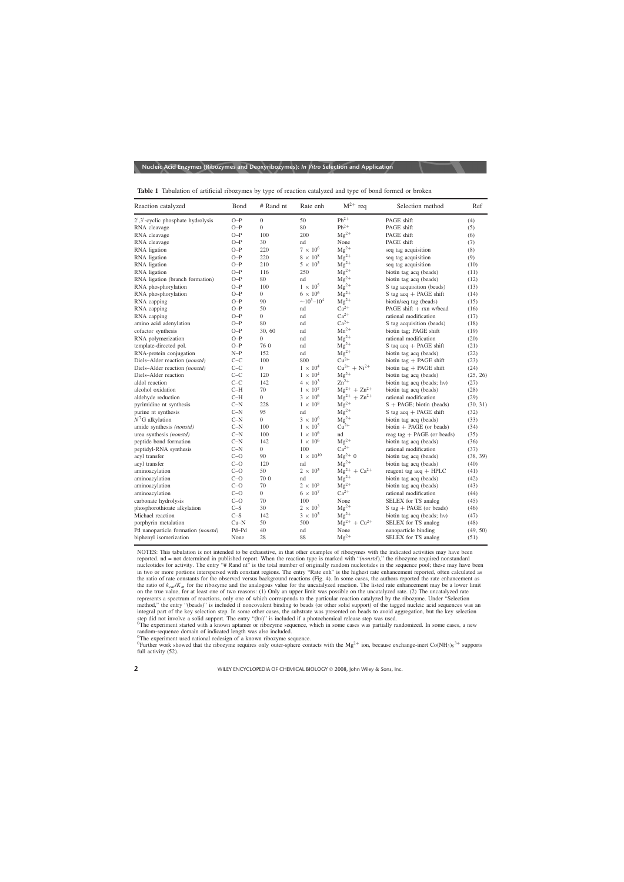**Table 1** Tabulation of artificial ribozymes by type of reaction catalyzed and type of bond formed or broken

| Reaction catalyzed | Bond | # Rand nt | Rate enh | $M^{2+}$ req | Selection method | Ref |
|---|---|---|---|---|---|---|
| 2′,3′-cyclic phosphate hydrolysis | O–P | 0 | 50 | $Pb^{2+}$ | PAGE shift | (4) |
| RNA cleavage | O–P | 0 | 80 | $Pb^{2+}$ | PAGE shift | (5) |
| RNA cleavage | O–P | 100 | 200 | $Mg^{2+}$ | PAGE shift | (6) |
| RNA cleavage | O–P | 30 | nd | None | PAGE shift | (7) |
| RNA ligation | O–P | 220 | $7 \times 10^6$ | $Mg^{2+}$ | seq tag acquisition | (8) |
| RNA ligation | O–P | 220 | $8 \times 10^8$ | $Mg^{2+}$ | seq tag acquisition | (9) |
| RNA ligation | O–P | 210 | $5 \times 10^5$ | $Mg^{2+}$ | seq tag acquisition | (10) |
| RNA ligation | O–P | 116 | 250 | $Mg^{2+}$ | biotin tag acq (beads) | (11) |
| RNA ligation (branch formation) | O–P | 80 | nd | $Mg^{2+}$ | biotin tag acq (beads) | (12) |
| RNA phosphorylation | O–P | 100 | $1 \times 10^5$ | $Mg^{2+}$ | S tag acquisition (beads) | (13) |
| RNA phosphorylation | O–P | 0 | $6 \times 10^6$ | $Mg^{2+}$ | S tag acq + PAGE shift | (14) |
| RNA capping | O–P | 90 | $\sim 10^3$–$10^4$ | $Mg^{2+}$ | biotin/seq tag (beads) | (15) |
| RNA capping | O–P | 50 | nd | $Ca^{2+}$ | PAGE shift + rxn w/bead | (16) |
| RNA capping | O–P | 0 | nd | $Ca^{2+}$ | rational modification | (17) |
| amino acid adenylation | O–P | 80 | nd | $Ca^{2+}$ | S tag acquisition (beads) | (18) |
| cofactor synthesis | O–P | 30, 60 | nd | $Mn^{2+}$ | biotin tag; PAGE shift | (19) |
| RNA polymerization | O–P | 0 | nd | $Mg^{2+}$ | rational modification | (20) |
| template-directed pol. | O–P | 76 0 | nd | $Mg^{2+}$ | S taq acq + PAGE shift | (21) |
| RNA-protein conjugation | N–P | 152 | nd | $Mg^{2+}$ | biotin tag acq (beads) | (22) |
| Diels–Alder reaction (*nonstd*) | C–C | 100 | 800 | $Cu^{2+}$ | biotin tag + PAGE shift | (23) |
| Diels–Alder reaction (*nonstd*) | C–C | 0 | $1 \times 10^4$ | $Cu^{2+} + Ni^{2+}$ | biotin tag + PAGE shift | (24) |
| Diels–Alder reaction | C–C | 120 | $1 \times 10^4$ | $Mg^{2+}$ | biotin tag acq (beads) | (25, 26) |
| aldol reaction | C–C | 142 | $4 \times 10^3$ | $Zn^{2+}$ | biotin tag acq (beads; hν) | (27) |
| alcohol oxidation | C–H | 70 | $1 \times 10^7$ | $Mg^{2+} + Zn^{2+}$ | biotin tag acq (beads) | (28) |
| aldehyde reduction | C–H | 0 | $3 \times 10^6$ | $Mg^{2+} + Zn^{2+}$ | rational modification | (29) |
| pyrimidine nt synthesis | C–N | 228 | $1 \times 10^8$ | $Mg^{2+}$ | S + PAGE; biotin (beads) | (30, 31) |
| purine nt synthesis | C–N | 95 | nd | $Mg^{2+}$ | S tag acq + PAGE shift | (32) |
| $N^7$G alkylation | C–N | 0 | $3 \times 10^6$ | $Mg^{2+}$ | biotin tag acq (beads) | (33) |
| amide synthesis (*nonstd*) | C–N | 100 | $1 \times 10^5$ | $Cu^{2+}$ | biotin + PAGE (or beads) | (34) |
| urea synthesis (*nonstd*) | C–N | 100 | $1 \times 10^6$ | nd | reag tag + PAGE (or beads) | (35) |
| peptide bond formation | C–N | 142 | $1 \times 10^6$ | $Mg^{2+}$ | biotin tag acq (beads) | (36) |
| peptidyl-RNA synthesis | C–N | 0 | 100 | $Ca^{2+}$ | rational modification | (37) |
| acyl transfer | C–O | 90 | $1 \times 10^{10}$ | $Mg^{2+}$ 0 | biotin tag acq (beads) | (38, 39) |
| acyl transfer | C–O | 120 | nd | $Mg^{2+}$ | biotin tag acq (beads) | (40) |
| aminoacylation | C–O | 50 | $2 \times 10^5$ | $Mg^{2+} + Ca^{2+}$ | reagent tag acq + HPLC | (41) |
| aminoacylation | C–O | 70 0 | nd | $Mg^{2+}$ | biotin tag acq (beads) | (42) |
| aminoacylation | C–O | 70 | $2 \times 10^5$ | $Mg^{2+}$ | biotin tag acq (beads) | (43) |
| aminoacylation | C–O | 0 | $6 \times 10^7$ | $Ca^{2+}$ | rational modification | (44) |
| carbonate hydrolysis | C–O | 70 | 100 | None | SELEX for TS analog | (45) |
| phosphorothioate alkylation | C–S | 30 | $2 \times 10^3$ | $Mg^{2+}$ | S tag + PAGE (or beads) | (46) |
| Michael reaction | C–S | 142 | $3 \times 10^5$ | $Mg^{2+}$ | biotin tag acq (beads; hν) | (47) |
| porphyrin metalation | Cu–N | 50 | 500 | $Mg^{2+} + Cu^{2+}$ | SELEX for TS analog | (48) |
| Pd nanoparticle formation (*nonstd*) | Pd–Pd | 40 | nd | None | nanoparticle binding | (49, 50) |
| biphenyl isomerization | None | 28 | 88 | $Mg^{2+}$ | SELEX for TS analog | (51) |

NOTES: This tabulation is not intended to be exhaustive, in that other examples of ribozymes with the indicated activities may have been reported. nd = not determined in published report. When the reaction type is marked with "(*nonstd*)," the ribozyme required nonstandard nucleotides for activity. The entry "# Rand nt" is the total number of originally random nucleotides in the sequence pool; these may have been in two or more portions interspersed with constant regions. The entry "Rate enh" is the highest rate enhancement reported, often calculated as the ratio of rate constants for the observed versus background reactions (Fig. 4). In some cases, the authors reported the rate enhancement as the ratio of $k_{cat}/K_m$ for the ribozyme and the analogous value for the uncatalyzed reaction. The listed rate enhancement may be a lower limit on the true value, for at least one of two reasons: (1) Only an upper limit was possible on the uncatalyzed rate. (2) The uncatalyzed rate represents a spectrum of reactions, only one of which corresponds to the particular reaction catalyzed by the ribozyme. Under "Selection method," the entry "(beads)" is included if noncovalent binding to beads (or other solid support) of the tagged nucleic acid sequences was an integral part of the key selection step. In some other cases, the substrate was presented on beads to avoid aggregation, but the key selection step did not involve a solid support. The entry "(hν)" is included if a photochemical release step was used.

0 The experiment started with a known aptamer or ribozyme sequence, which in some cases was partially randomized. In some cases, a new random-sequence domain of indicated length was also included.

0 The experiment used rational redesign of a known ribozyme sequence.

0 Further work showed that the ribozyme requires only outer-sphere contacts with the $Mg^{2+}$ ion, because exchange-inert $Co(NH_3)_6^{3+}$ supports full activity (52).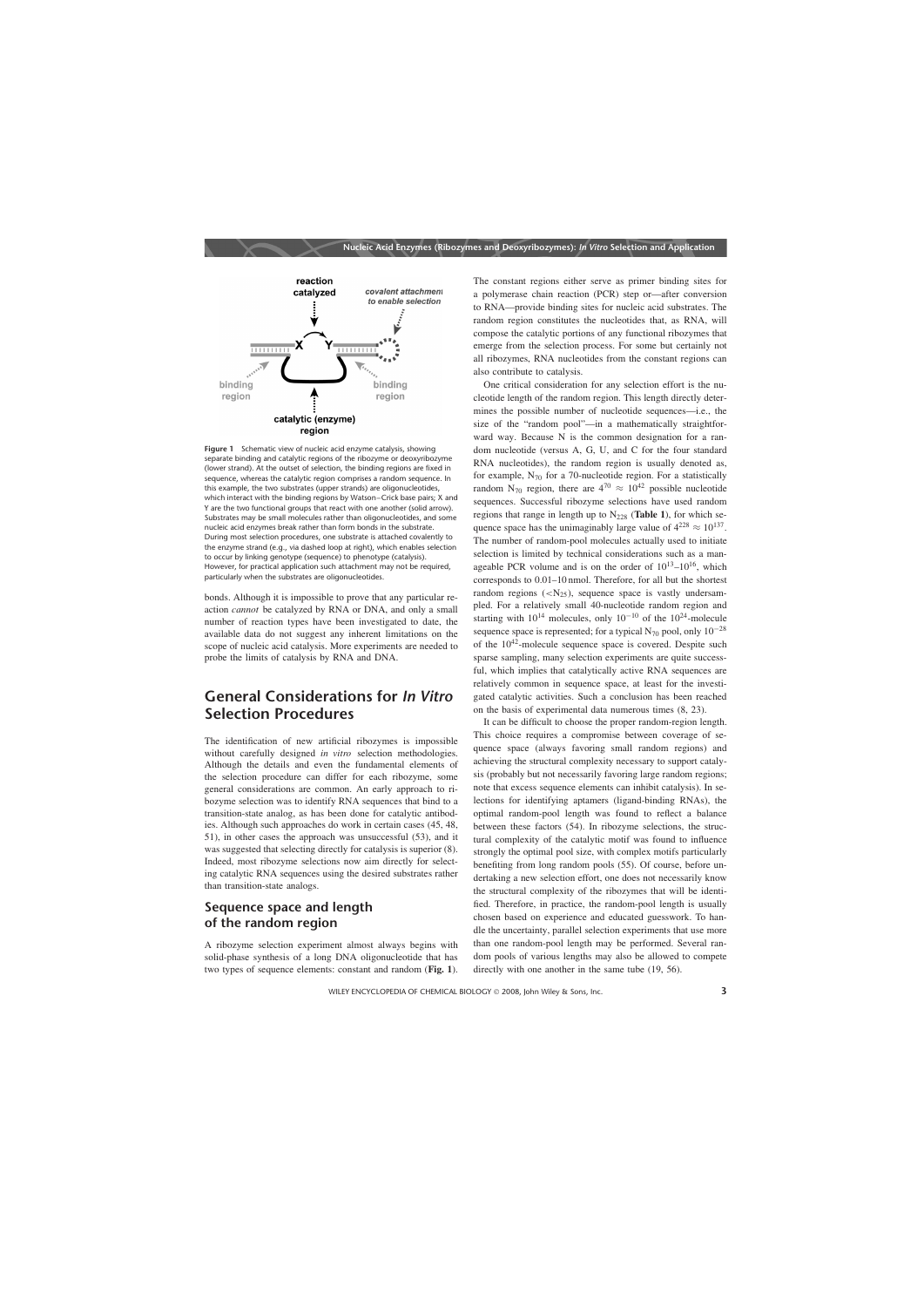**Figure 1** Schematic view of nucleic acid enzyme catalysis, showing separate binding and catalytic regions of the ribozyme or deoxyribozyme (lower strand). At the outset of selection, the binding regions are fixed in sequence, whereas the catalytic region comprises a random sequence. In this example, the two substrates (upper strands) are oligonucleotides, which interact with the binding regions by Watson–Crick base pairs; X and Y are the two functional groups that react with one another (solid arrow). Substrates may be small molecules rather than oligonucleotides, and some nucleic acid enzymes break rather than form bonds in the substrate. During most selection procedures, one substrate is attached covalently to the enzyme strand (e.g., via dashed loop at right), which enables selection to occur by linking genotype (sequence) to phenotype (catalysis). However, for practical application such attachment may not be required, particularly when the substrates are oligonucleotides.

bonds. Although it is impossible to prove that any particular reaction *cannot* be catalyzed by RNA or DNA, and only a small number of reaction types have been investigated to date, the available data do not suggest any inherent limitations on the scope of nucleic acid catalysis. More experiments are needed to probe the limits of catalysis by RNA and DNA.

## General Considerations for *In Vitro* Selection Procedures

The identification of new artificial ribozymes is impossible without carefully designed *in vitro* selection methodologies. Although the details and even the fundamental elements of the selection procedure can differ for each ribozyme, some general considerations are common. An early approach to ribozyme selection was to identify RNA sequences that bind to a transition-state analog, as has been done for catalytic antibodies. Although such approaches do work in certain cases (45, 48, 51), in other cases the approach was unsuccessful (53), and it was suggested that selecting directly for catalysis is superior (8). Indeed, most ribozyme selections now aim directly for selecting catalytic RNA sequences using the desired substrates rather than transition-state analogs.

### Sequence space and length of the random region

A ribozyme selection experiment almost always begins with solid-phase synthesis of a long DNA oligonucleotide that has two types of sequence elements: constant and random (**Fig. 1**). The constant regions either serve as primer binding sites for a polymerase chain reaction (PCR) step or—after conversion to RNA—provide binding sites for nucleic acid substrates. The random region constitutes the nucleotides that, as RNA, will compose the catalytic portions of any functional ribozymes that emerge from the selection process. For some but certainly not all ribozymes, RNA nucleotides from the constant regions can also contribute to catalysis.

One critical consideration for any selection effort is the nucleotide length of the random region. This length directly determines the possible number of nucleotide sequences—i.e., the size of the "random pool"—in a mathematically straightforward way. Because N is the common designation for a random nucleotide (versus A, G, U, and C for the four standard RNA nucleotides), the random region is usually denoted as, for example, $N_{70}$ for a 70-nucleotide region. For a statistically random $N_{70}$ region, there are $4^{70} \approx 10^{42}$ possible nucleotide sequences. Successful ribozyme selections have used random regions that range in length up to $N_{228}$ (**Table 1**), for which sequence space has the unimaginably large value of $4^{228} \approx 10^{137}$. The number of random-pool molecules actually used to initiate selection is limited by technical considerations such as a manageable PCR volume and is on the order of $10^{13}$–$10^{16}$, which corresponds to 0.01–10 nmol. Therefore, for all but the shortest random regions ($<N_{25}$), sequence space is vastly undersampled. For a relatively small 40-nucleotide random region and starting with $10^{14}$ molecules, only $10^{-10}$ of the $10^{24}$-molecule sequence space is represented; for a typical $N_{70}$ pool, only $10^{-28}$ of the $10^{42}$-molecule sequence space is covered. Despite such sparse sampling, many selection experiments are quite successful, which implies that catalytically active RNA sequences are relatively common in sequence space, at least for the investigated catalytic activities. Such a conclusion has been reached on the basis of experimental data numerous times (8, 23).

It can be difficult to choose the proper random-region length. This choice requires a compromise between coverage of sequence space (always favoring small random regions) and achieving the structural complexity necessary to support catalysis (probably but not necessarily favoring large random regions; note that excess sequence elements can inhibit catalysis). In selections for identifying aptamers (ligand-binding RNAs), the optimal random-pool length was found to reflect a balance between these factors (54). In ribozyme selections, the structural complexity of the catalytic motif was found to influence strongly the optimal pool size, with complex motifs particularly benefiting from long random pools (55). Of course, before undertaking a new selection effort, one does not necessarily know the structural complexity of the ribozymes that will be identified. Therefore, in practice, the random-pool length is usually chosen based on experience and educated guesswork. To handle the uncertainty, parallel selection experiments that use more than one random-pool length may be performed. Several random pools of various lengths may also be allowed to compete directly with one another in the same tube (19, 56).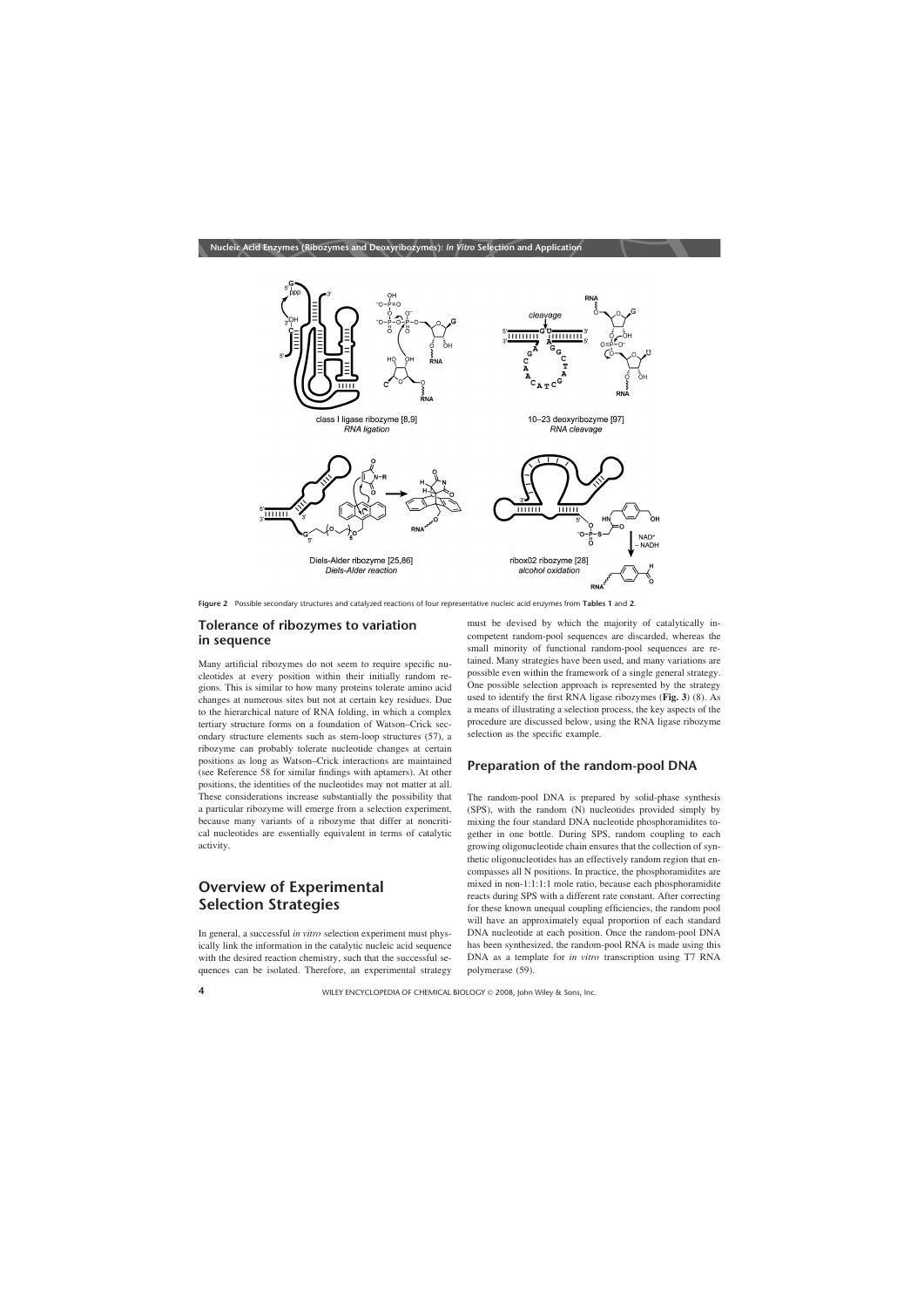class I ligase ribozyme [8,9]
*RNA ligation*

10–23 deoxyribozyme [97]
*RNA cleavage*

Diels-Alder ribozyme [25,86]
*Diels-Alder reaction*

ribox02 ribozyme [28]
*alcohol oxidation*

**Figure 2** Possible secondary structures and catalyzed reactions of four representative nucleic acid enzymes from **Tables 1** and **2**.

## Tolerance of ribozymes to variation in sequence

Many artificial ribozymes do not seem to require specific nucleotides at every position within their initially random regions. This is similar to how many proteins tolerate amino acid changes at numerous sites but not at certain key residues. Due to the hierarchical nature of RNA folding, in which a complex tertiary structure forms on a foundation of Watson–Crick secondary structure elements such as stem-loop structures (57), a ribozyme can probably tolerate nucleotide changes at certain positions as long as Watson–Crick interactions are maintained (see Reference 58 for similar findings with aptamers). At other positions, the identities of the nucleotides may not matter at all. These considerations increase substantially the possibility that a particular ribozyme will emerge from a selection experiment, because many variants of a ribozyme that differ at noncritical nucleotides are essentially equivalent in terms of catalytic activity.

# Overview of Experimental Selection Strategies

In general, a successful *in vitro* selection experiment must physically link the information in the catalytic nucleic acid sequence with the desired reaction chemistry, such that the successful sequences can be isolated. Therefore, an experimental strategy must be devised by which the majority of catalytically incompetent random-pool sequences are discarded, whereas the small minority of functional random-pool sequences are retained. Many strategies have been used, and many variations are possible even within the framework of a single general strategy. One possible selection approach is represented by the strategy used to identify the first RNA ligase ribozymes (**Fig. 3**) (8). As a means of illustrating a selection process, the key aspects of the procedure are discussed below, using the RNA ligase ribozyme selection as the specific example.

## Preparation of the random-pool DNA

The random-pool DNA is prepared by solid-phase synthesis (SPS), with the random (N) nucleotides provided simply by mixing the four standard DNA nucleotide phosphoramidites together in one bottle. During SPS, random coupling to each growing oligonucleotide chain ensures that the collection of synthetic oligonucleotides has an effectively random region that encompasses all N positions. In practice, the phosphoramidites are mixed in non-1:1:1:1 mole ratio, because each phosphoramidite reacts during SPS with a different rate constant. After correcting for these known unequal coupling efficiencies, the random pool will have an approximately equal proportion of each standard DNA nucleotide at each position. Once the random-pool DNA has been synthesized, the random-pool RNA is made using this DNA as a template for *in vitro* transcription using T7 RNA polymerase (59).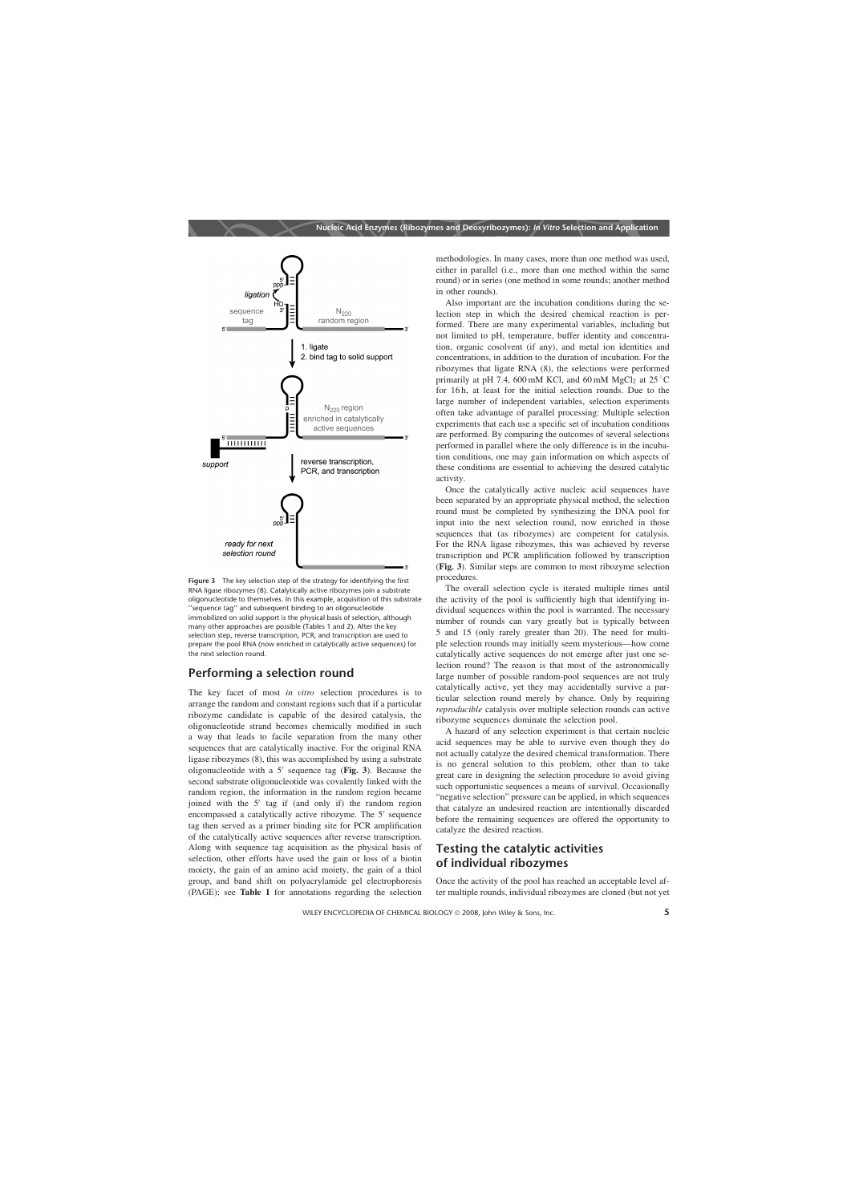5′ ppp

ligation

HO 3′

sequence tag

$N_{220}$ random region

5′

3′

1. ligate
2. bind tag to solid support

p

$N_{220}$ region enriched in catalytically active sequences

5′

3′

support

reverse transcription, PCR, and transcription

5′ ppp

ready for next selection round

3′

**Figure 3** The key selection step of the strategy for identifying the first RNA ligase ribozymes (8). Catalytically active ribozymes join a substrate oligonucleotide to themselves. In this example, acquisition of this substrate "sequence tag" and subsequent binding to an oligonucleotide immobilized on solid support is the physical basis of selection, although many other approaches are possible (Tables 1 and 2). After the key selection step, reverse transcription, PCR, and transcription are used to prepare the pool RNA (now enriched in catalytically active sequences) for the next selection round.

## Performing a selection round

The key facet of most *in vitro* selection procedures is to arrange the random and constant regions such that if a particular ribozyme candidate is capable of the desired catalysis, the oligonucleotide strand becomes chemically modified in such a way that leads to facile separation from the many other sequences that are catalytically inactive. For the original RNA ligase ribozymes (8), this was accomplished by using a substrate oligonucleotide with a 5′ sequence tag (**Fig. 3**). Because the second substrate oligonucleotide was covalently linked with the random region, the information in the random region became joined with the 5′ tag if (and only if) the random region encompassed a catalytically active ribozyme. The 5′ sequence tag then served as a primer binding site for PCR amplification of the catalytically active sequences after reverse transcription. Along with sequence tag acquisition as the physical basis of selection, other efforts have used the gain or loss of a biotin moiety, the gain of an amino acid moiety, the gain of a thiol group, and band shift on polyacrylamide gel electrophoresis (PAGE); see **Table 1** for annotations regarding the selection methodologies. In many cases, more than one method was used, either in parallel (i.e., more than one method within the same round) or in series (one method in some rounds; another method in other rounds).

Also important are the incubation conditions during the selection step in which the desired chemical reaction is performed. There are many experimental variables, including but not limited to pH, temperature, buffer identity and concentration, organic cosolvent (if any), and metal ion identities and concentrations, in addition to the duration of incubation. For the ribozymes that ligate RNA (8), the selections were performed primarily at pH 7.4, 600 mM KCl, and 60 mM $MgCl_2$ at 25 °C for 16 h, at least for the initial selection rounds. Due to the large number of independent variables, selection experiments often take advantage of parallel processing: Multiple selection experiments that each use a specific set of incubation conditions are performed. By comparing the outcomes of several selections performed in parallel where the only difference is in the incubation conditions, one may gain information on which aspects of these conditions are essential to achieving the desired catalytic activity.

Once the catalytically active nucleic acid sequences have been separated by an appropriate physical method, the selection round must be completed by synthesizing the DNA pool for input into the next selection round, now enriched in those sequences that (as ribozymes) are competent for catalysis. For the RNA ligase ribozymes, this was achieved by reverse transcription and PCR amplification followed by transcription (**Fig. 3**). Similar steps are common to most ribozyme selection procedures.

The overall selection cycle is iterated multiple times until the activity of the pool is sufficiently high that identifying individual sequences within the pool is warranted. The necessary number of rounds can vary greatly but is typically between 5 and 15 (only rarely greater than 20). The need for multiple selection rounds may initially seem mysterious—how come catalytically active sequences do not emerge after just one selection round? The reason is that most of the astronomically large number of possible random-pool sequences are not truly catalytically active, yet they may accidentally survive a particular selection round merely by chance. Only by requiring *reproducible* catalysis over multiple selection rounds can active ribozyme sequences dominate the selection pool.

A hazard of any selection experiment is that certain nucleic acid sequences may be able to survive even though they do not actually catalyze the desired chemical transformation. There is no general solution to this problem, other than to take great care in designing the selection procedure to avoid giving such opportunistic sequences a means of survival. Occasionally "negative selection" pressure can be applied, in which sequences that catalyze an undesired reaction are intentionally discarded before the remaining sequences are offered the opportunity to catalyze the desired reaction.

## Testing the catalytic activities of individual ribozymes

Once the activity of the pool has reached an acceptable level after multiple rounds, individual ribozymes are cloned (but not yet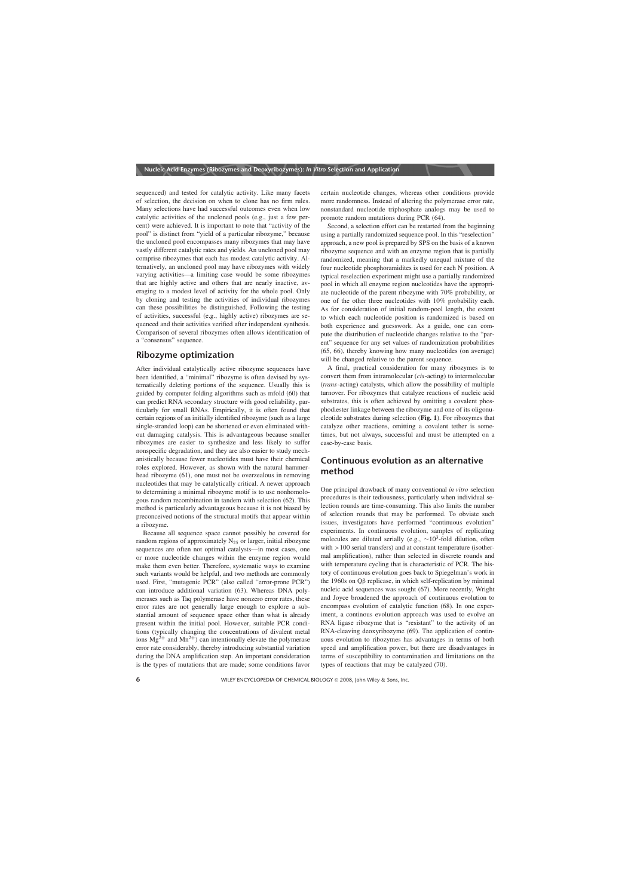sequenced) and tested for catalytic activity. Like many facets of selection, the decision on when to clone has no firm rules. Many selections have had successful outcomes even when low catalytic activities of the uncloned pools (e.g., just a few percent) were achieved. It is important to note that "activity of the pool" is distinct from "yield of a particular ribozyme," because the uncloned pool encompasses many ribozymes that may have vastly different catalytic rates and yields. An uncloned pool may comprise ribozymes that each has modest catalytic activity. Alternatively, an uncloned pool may have ribozymes with widely varying activities—a limiting case would be some ribozymes that are highly active and others that are nearly inactive, averaging to a modest level of activity for the whole pool. Only by cloning and testing the activities of individual ribozymes can these possibilities be distinguished. Following the testing of activities, successful (e.g., highly active) ribozymes are sequenced and their activities verified after independent synthesis. Comparison of several ribozymes often allows identification of a "consensus" sequence.

## Ribozyme optimization

After individual catalytically active ribozyme sequences have been identified, a "minimal" ribozyme is often devised by systematically deleting portions of the sequence. Usually this is guided by computer folding algorithms such as mfold (60) that can predict RNA secondary structure with good reliability, particularly for small RNAs. Empirically, it is often found that certain regions of an initially identified ribozyme (such as a large single-stranded loop) can be shortened or even eliminated without damaging catalysis. This is advantageous because smaller ribozymes are easier to synthesize and less likely to suffer nonspecific degradation, and they are also easier to study mechanistically because fewer nucleotides must have their chemical roles explored. However, as shown with the natural hammerhead ribozyme (61), one must not be overzealous in removing nucleotides that may be catalytically critical. A newer approach to determining a minimal ribozyme motif is to use nonhomologous random recombination in tandem with selection (62). This method is particularly advantageous because it is not biased by preconceived notions of the structural motifs that appear within a ribozyme.

Because all sequence space cannot possibly be covered for random regions of approximately $N_{25}$ or larger, initial ribozyme sequences are often not optimal catalysts—in most cases, one or more nucleotide changes within the enzyme region would make them even better. Therefore, systematic ways to examine such variants would be helpful, and two methods are commonly used. First, "mutagenic PCR" (also called "error-prone PCR") can introduce additional variation (63). Whereas DNA polymerases such as Taq polymerase have nonzero error rates, these error rates are not generally large enough to explore a substantial amount of sequence space other than what is already present within the initial pool. However, suitable PCR conditions (typically changing the concentrations of divalent metal ions $Mg^{2+}$ and $Mn^{2+}$) can intentionally elevate the polymerase error rate considerably, thereby introducing substantial variation during the DNA amplification step. An important consideration is the types of mutations that are made; some conditions favor certain nucleotide changes, whereas other conditions provide more randomness. Instead of altering the polymerase error rate, nonstandard nucleotide triphosphate analogs may be used to promote random mutations during PCR (64).

Second, a selection effort can be restarted from the beginning using a partially randomized sequence pool. In this "reselection" approach, a new pool is prepared by SPS on the basis of a known ribozyme sequence and with an enzyme region that is partially randomized, meaning that a markedly unequal mixture of the four nucleotide phosphoramidites is used for each N position. A typical reselection experiment might use a partially randomized pool in which all enzyme region nucleotides have the appropriate nucleotide of the parent ribozyme with 70% probability, or one of the other three nucleotides with 10% probability each. As for consideration of initial random-pool length, the extent to which each nucleotide position is randomized is based on both experience and guesswork. As a guide, one can compute the distribution of nucleotide changes relative to the "parent" sequence for any set values of randomization probabilities (65, 66), thereby knowing how many nucleotides (on average) will be changed relative to the parent sequence.

A final, practical consideration for many ribozymes is to convert them from intramolecular (*cis*-acting) to intermolecular (*trans*-acting) catalysts, which allow the possibility of multiple turnover. For ribozymes that catalyze reactions of nucleic acid substrates, this is often achieved by omitting a covalent phosphodiester linkage between the ribozyme and one of its oligonucleotide substrates during selection (**Fig. 1**). For ribozymes that catalyze other reactions, omitting a covalent tether is sometimes, but not always, successful and must be attempted on a case-by-case basis.

## Continuous evolution as an alternative method

One principal drawback of many conventional *in vitro* selection procedures is their tediousness, particularly when individual selection rounds are time-consuming. This also limits the number of selection rounds that may be performed. To obviate such issues, investigators have performed "continuous evolution" experiments. In continuous evolution, samples of replicating molecules are diluted serially (e.g., $\sim 10^3$-fold dilution, often with $>100$ serial transfers) and at constant temperature (isothermal amplification), rather than selected in discrete rounds and with temperature cycling that is characteristic of PCR. The history of continuous evolution goes back to Spiegelman's work in the 1960s on Qβ replicase, in which self-replication by minimal nucleic acid sequences was sought (67). More recently, Wright and Joyce broadened the approach of continuous evolution to encompass evolution of catalytic function (68). In one experiment, a continous evolution approach was used to evolve an RNA ligase ribozyme that is "resistant" to the activity of an RNA-cleaving deoxyribozyme (69). The application of continuous evolution to ribozymes has advantages in terms of both speed and amplification power, but there are disadvantages in terms of susceptibility to contamination and limitations on the types of reactions that may be catalyzed (70).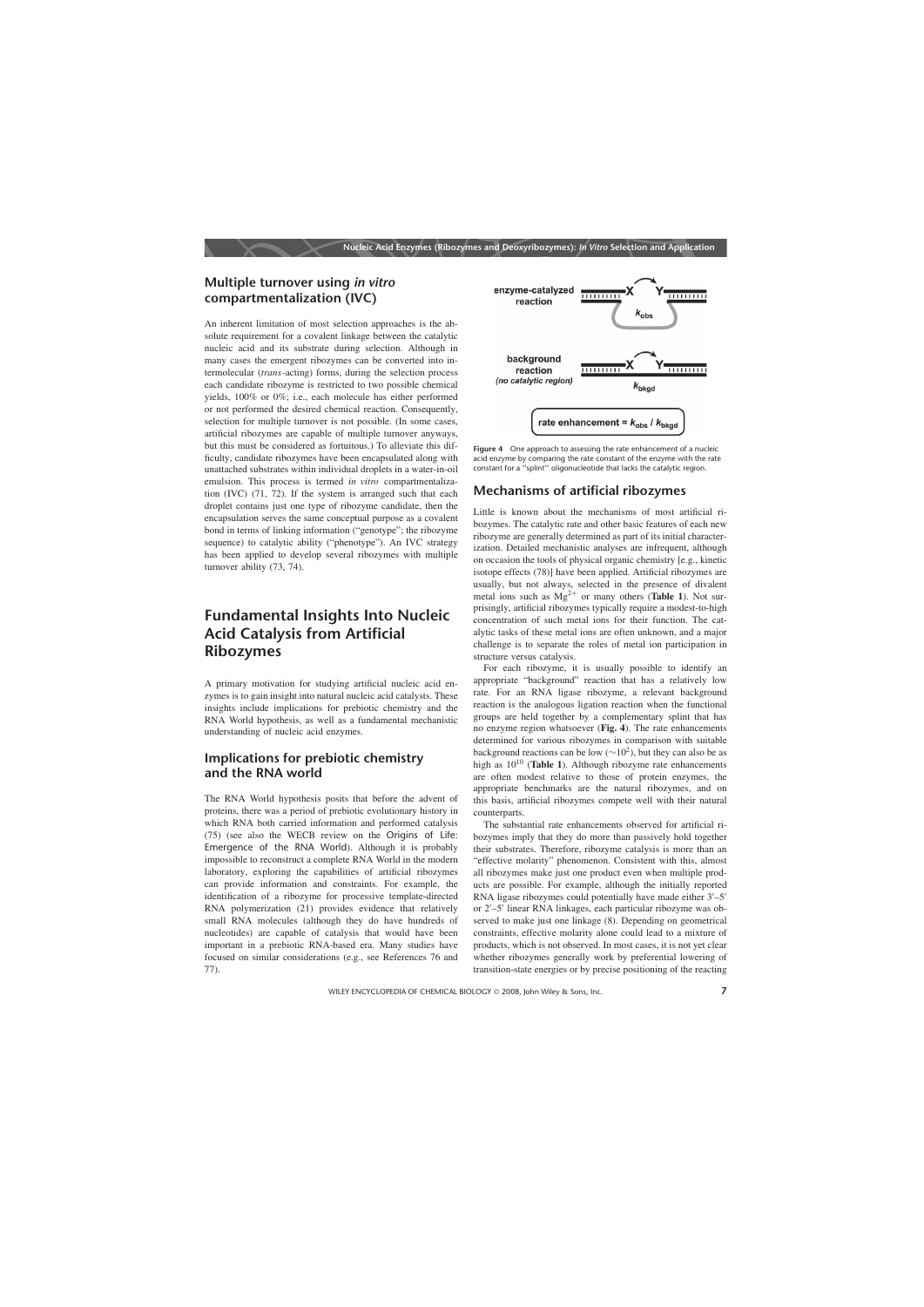## Multiple turnover using *in vitro* compartmentalization (IVC)

An inherent limitation of most selection approaches is the absolute requirement for a covalent linkage between the catalytic nucleic acid and its substrate during selection. Although in many cases the emergent ribozymes can be converted into intermolecular (*trans*-acting) forms, during the selection process each candidate ribozyme is restricted to two possible chemical yields, 100% or 0%; i.e., each molecule has either performed or not performed the desired chemical reaction. Consequently, selection for multiple turnover is not possible. (In some cases, artificial ribozymes are capable of multiple turnover anyways, but this must be considered as fortuitous.) To alleviate this difficulty, candidate ribozymes have been encapsulated along with unattached substrates within individual droplets in a water-in-oil emulsion. This process is termed *in vitro* compartmentalization (IVC) (71, 72). If the system is arranged such that each droplet contains just one type of ribozyme candidate, then the encapsulation serves the same conceptual purpose as a covalent bond in terms of linking information ("genotype"; the ribozyme sequence) to catalytic ability ("phenotype"). An IVC strategy has been applied to develop several ribozymes with multiple turnover ability (73, 74).

# Fundamental Insights Into Nucleic Acid Catalysis from Artificial Ribozymes

A primary motivation for studying artificial nucleic acid enzymes is to gain insight into natural nucleic acid catalysts. These insights include implications for prebiotic chemistry and the RNA World hypothesis, as well as a fundamental mechanistic understanding of nucleic acid enzymes.

## Implications for prebiotic chemistry and the RNA world

The RNA World hypothesis posits that before the advent of proteins, there was a period of prebiotic evolutionary history in which RNA both carried information and performed catalysis (75) (see also the WECB review on the Origins of Life: Emergence of the RNA World). Although it is probably impossible to reconstruct a complete RNA World in the modern laboratory, exploring the capabilities of artificial ribozymes can provide information and constraints. For example, the identification of a ribozyme for processive template-directed RNA polymerization (21) provides evidence that relatively small RNA molecules (although they do have hundreds of nucleotides) are capable of catalysis that would have been important in a prebiotic RNA-based era. Many studies have focused on similar considerations (e.g., see References 76 and 77).

enzyme-catalyzed reaction

X Y

$k_{obs}$

background reaction
(no catalytic region)

X Y

$k_{bkgd}$

rate enhancement = $k_{obs}$ / $k_{bkgd}$

**Figure 4** One approach to assessing the rate enhancement of a nucleic acid enzyme by comparing the rate constant of the enzyme with the rate constant for a "splint" oligonucleotide that lacks the catalytic region.

## Mechanisms of artificial ribozymes

Little is known about the mechanisms of most artificial ribozymes. The catalytic rate and other basic features of each new ribozyme are generally determined as part of its initial characterization. Detailed mechanistic analyses are infrequent, although on occasion the tools of physical organic chemistry [e.g., kinetic isotope effects (78)] have been applied. Artificial ribozymes are usually, but not always, selected in the presence of divalent metal ions such as $Mg^{2+}$ or many others (**Table 1**). Not surprisingly, artificial ribozymes typically require a modest-to-high concentration of such metal ions for their function. The catalytic tasks of these metal ions are often unknown, and a major challenge is to separate the roles of metal ion participation in structure versus catalysis.

For each ribozyme, it is usually possible to identify an appropriate "background" reaction that has a relatively low rate. For an RNA ligase ribozyme, a relevant background reaction is the analogous ligation reaction when the functional groups are held together by a complementary splint that has no enzyme region whatsoever (**Fig. 4**). The rate enhancements determined for various ribozymes in comparison with suitable background reactions can be low ($\sim 10^2$), but they can also be as high as $10^{10}$ (**Table 1**). Although ribozyme rate enhancements are often modest relative to those of protein enzymes, the appropriate benchmarks are the natural ribozymes, and on this basis, artificial ribozymes compete well with their natural counterparts.

The substantial rate enhancements observed for artificial ribozymes imply that they do more than passively hold together their substrates. Therefore, ribozyme catalysis is more than an "effective molarity" phenomenon. Consistent with this, almost all ribozymes make just one product even when multiple products are possible. For example, although the initially reported RNA ligase ribozymes could potentially have made either 3′–5′ or 2′–5′ linear RNA linkages, each particular ribozyme was observed to make just one linkage (8). Depending on geometrical constraints, effective molarity alone could lead to a mixture of products, which is not observed. In most cases, it is not yet clear whether ribozymes generally work by preferential lowering of transition-state energies or by precise positioning of the reacting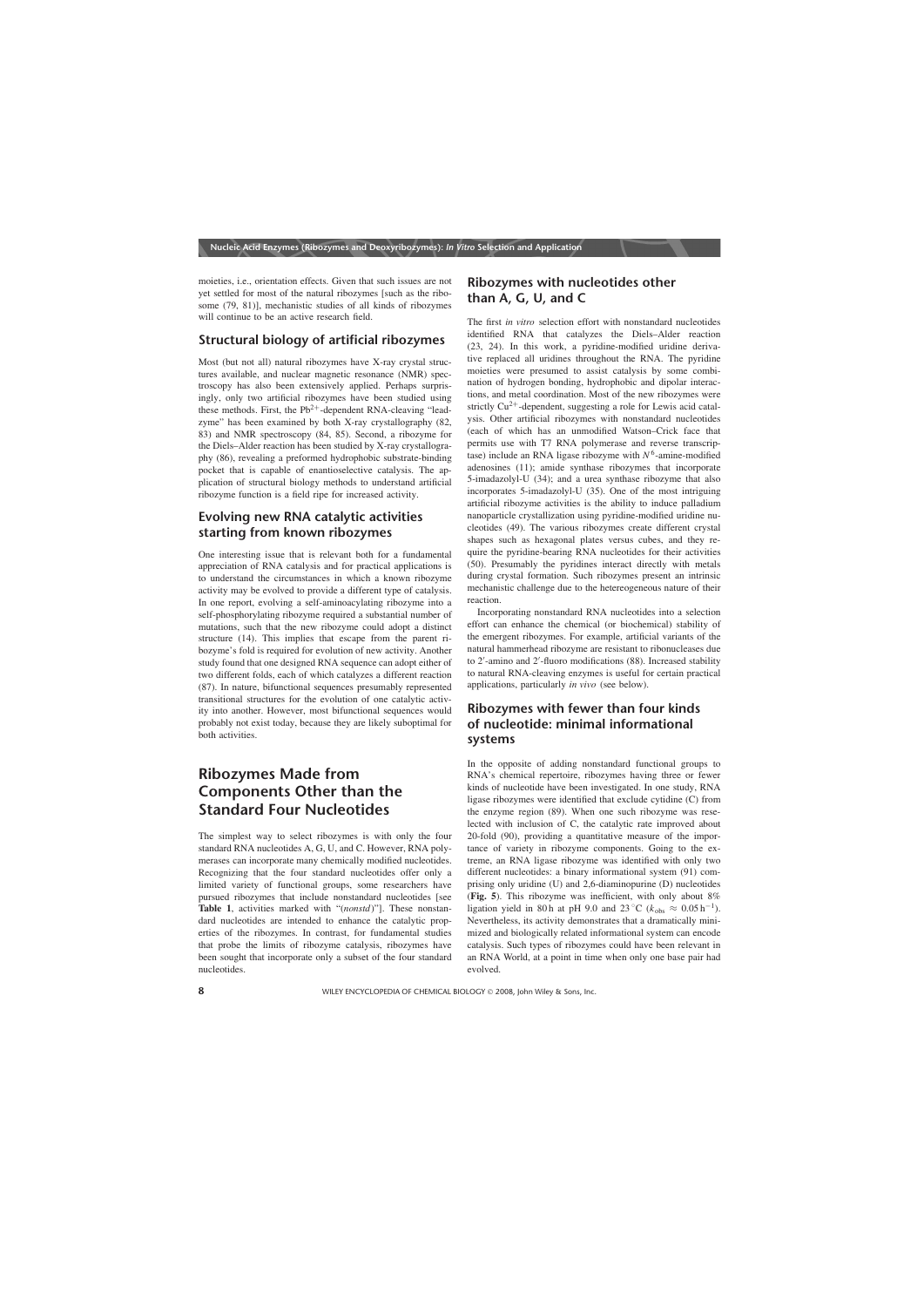moieties, i.e., orientation effects. Given that such issues are not yet settled for most of the natural ribozymes [such as the ribosome (79, 81)], mechanistic studies of all kinds of ribozymes will continue to be an active research field.

### Structural biology of artificial ribozymes

Most (but not all) natural ribozymes have X-ray crystal structures available, and nuclear magnetic resonance (NMR) spectroscopy has also been extensively applied. Perhaps surprisingly, only two artificial ribozymes have been studied using these methods. First, the $Pb^{2+}$-dependent RNA-cleaving "leadzyme" has been examined by both X-ray crystallography (82, 83) and NMR spectroscopy (84, 85). Second, a ribozyme for the Diels–Alder reaction has been studied by X-ray crystallography (86), revealing a preformed hydrophobic substrate-binding pocket that is capable of enantioselective catalysis. The application of structural biology methods to understand artificial ribozyme function is a field ripe for increased activity.

### Evolving new RNA catalytic activities starting from known ribozymes

One interesting issue that is relevant both for a fundamental appreciation of RNA catalysis and for practical applications is to understand the circumstances in which a known ribozyme activity may be evolved to provide a different type of catalysis. In one report, evolving a self-aminoacylating ribozyme into a self-phosphorylating ribozyme required a substantial number of mutations, such that the new ribozyme could adopt a distinct structure (14). This implies that escape from the parent ribozyme's fold is required for evolution of new activity. Another study found that one designed RNA sequence can adopt either of two different folds, each of which catalyzes a different reaction (87). In nature, bifunctional sequences presumably represented transitional structures for the evolution of one catalytic activity into another. However, most bifunctional sequences would probably not exist today, because they are likely suboptimal for both activities.

## Ribozymes Made from Components Other than the Standard Four Nucleotides

The simplest way to select ribozymes is with only the four standard RNA nucleotides A, G, U, and C. However, RNA polymerases can incorporate many chemically modified nucleotides. Recognizing that the four standard nucleotides offer only a limited variety of functional groups, some researchers have pursued ribozymes that include nonstandard nucleotides [see **Table 1**, activities marked with "(*nonstd*)"]. These nonstandard nucleotides are intended to enhance the catalytic properties of the ribozymes. In contrast, for fundamental studies that probe the limits of ribozyme catalysis, ribozymes have been sought that incorporate only a subset of the four standard nucleotides.

### Ribozymes with nucleotides other than A, G, U, and C

The first *in vitro* selection effort with nonstandard nucleotides identified RNA that catalyzes the Diels–Alder reaction (23, 24). In this work, a pyridine-modified uridine derivative replaced all uridines throughout the RNA. The pyridine moieties were presumed to assist catalysis by some combination of hydrogen bonding, hydrophobic and dipolar interactions, and metal coordination. Most of the new ribozymes were strictly $Cu^{2+}$-dependent, suggesting a role for Lewis acid catalysis. Other artificial ribozymes with nonstandard nucleotides (each of which has an unmodified Watson–Crick face that permits use with T7 RNA polymerase and reverse transcriptase) include an RNA ligase ribozyme with $N^6$-amine-modified adenosines (11); amide synthase ribozymes that incorporate 5-imadazolyl-U (34); and a urea synthase ribozyme that also incorporates 5-imadazolyl-U (35). One of the most intriguing artificial ribozyme activities is the ability to induce palladium nanoparticle crystallization using pyridine-modified uridine nucleotides (49). The various ribozymes create different crystal shapes such as hexagonal plates versus cubes, and they require the pyridine-bearing RNA nucleotides for their activities (50). Presumably the pyridines interact directly with metals during crystal formation. Such ribozymes present an intrinsic mechanistic challenge due to the hetereogeneous nature of their reaction.

Incorporating nonstandard RNA nucleotides into a selection effort can enhance the chemical (or biochemical) stability of the emergent ribozymes. For example, artificial variants of the natural hammerhead ribozyme are resistant to ribonucleases due to 2′-amino and 2′-fluoro modifications (88). Increased stability to natural RNA-cleaving enzymes is useful for certain practical applications, particularly *in vivo* (see below).

### Ribozymes with fewer than four kinds of nucleotide: minimal informational systems

In the opposite of adding nonstandard functional groups to RNA's chemical repertoire, ribozymes having three or fewer kinds of nucleotide have been investigated. In one study, RNA ligase ribozymes were identified that exclude cytidine (C) from the enzyme region (89). When one such ribozyme was reselected with inclusion of C, the catalytic rate improved about 20-fold (90), providing a quantitative measure of the importance of variety in ribozyme components. Going to the extreme, an RNA ligase ribozyme was identified with only two different nucleotides: a binary informational system (91) comprising only uridine (U) and 2,6-diaminopurine (D) nucleotides (**Fig. 5**). This ribozyme was inefficient, with only about 8% ligation yield in 80 h at pH 9.0 and 23 °C ($k_{obs} \approx 0.05\,h^{-1}$). Nevertheless, its activity demonstrates that a dramatically minimized and biologically related informational system can encode catalysis. Such types of ribozymes could have been relevant in an RNA World, at a point in time when only one base pair had evolved.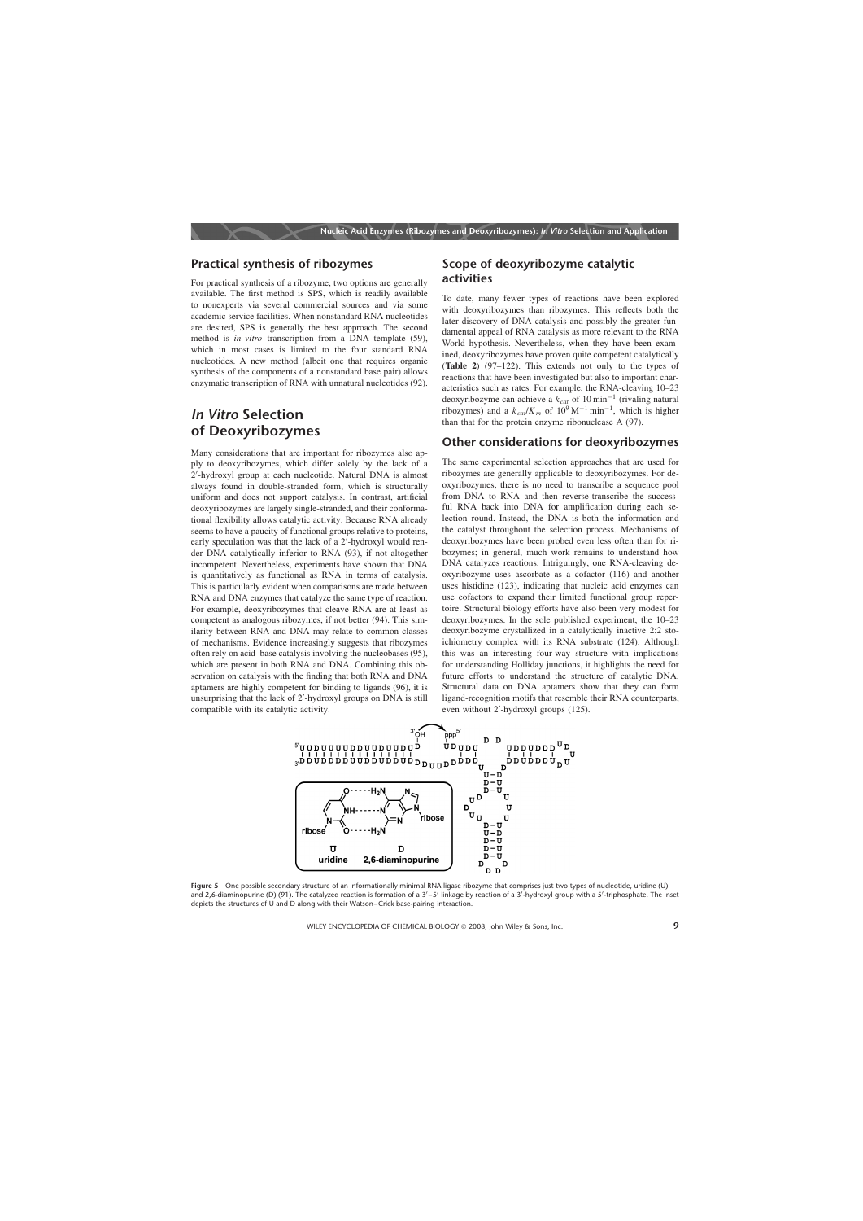## Practical synthesis of ribozymes

For practical synthesis of a ribozyme, two options are generally available. The first method is SPS, which is readily available to nonexperts via several commercial sources and via some academic service facilities. When nonstandard RNA nucleotides are desired, SPS is generally the best approach. The second method is *in vitro* transcription from a DNA template (59), which in most cases is limited to the four standard RNA nucleotides. A new method (albeit one that requires organic synthesis of the components of a nonstandard base pair) allows enzymatic transcription of RNA with unnatural nucleotides (92).

# *In Vitro* Selection of Deoxyribozymes

Many considerations that are important for ribozymes also apply to deoxyribozymes, which differ solely by the lack of a 2′-hydroxyl group at each nucleotide. Natural DNA is almost always found in double-stranded form, which is structurally uniform and does not support catalysis. In contrast, artificial deoxyribozymes are largely single-stranded, and their conformational flexibility allows catalytic activity. Because RNA already seems to have a paucity of functional groups relative to proteins, early speculation was that the lack of a 2′-hydroxyl would render DNA catalytically inferior to RNA (93), if not altogether incompetent. Nevertheless, experiments have shown that DNA is quantitatively as functional as RNA in terms of catalysis. This is particularly evident when comparisons are made between RNA and DNA enzymes that catalyze the same type of reaction. For example, deoxyribozymes that cleave RNA are at least as competent as analogous ribozymes, if not better (94). This similarity between RNA and DNA may relate to common classes of mechanisms. Evidence increasingly suggests that ribozymes often rely on acid–base catalysis involving the nucleobases (95), which are present in both RNA and DNA. Combining this observation on catalysis with the finding that both RNA and DNA aptamers are highly competent for binding to ligands (96), it is unsurprising that the lack of 2′-hydroxyl groups on DNA is still compatible with its catalytic activity.

## Scope of deoxyribozyme catalytic activities

To date, many fewer types of reactions have been explored with deoxyribozymes than ribozymes. This reflects both the later discovery of DNA catalysis and possibly the greater fundamental appeal of RNA catalysis as more relevant to the RNA World hypothesis. Nevertheless, when they have been examined, deoxyribozymes have proven quite competent catalytically (**Table 2**) (97–122). This extends not only to the types of reactions that have been investigated but also to important characteristics such as rates. For example, the RNA-cleaving 10–23 deoxyribozyme can achieve a $k_{cat}$ of 10 $min^{-1}$ (rivaling natural ribozymes) and a $k_{cat}/K_m$ of $10^9$ $M^{-1}$ $min^{-1}$, which is higher than that for the protein enzyme ribonuclease A (97).

## Other considerations for deoxyribozymes

The same experimental selection approaches that are used for ribozymes are generally applicable to deoxyribozymes. For deoxyribozymes, there is no need to transcribe a sequence pool from DNA to RNA and then reverse-transcribe the successful RNA back into DNA for amplification during each selection round. Instead, the DNA is both the information and the catalyst throughout the selection process. Mechanisms of deoxyribozymes have been probed even less often than for ribozymes; in general, much work remains to understand how DNA catalyzes reactions. Intriguingly, one RNA-cleaving deoxyribozyme uses ascorbate as a cofactor (116) and another uses histidine (123), indicating that nucleic acid enzymes can use cofactors to expand their limited functional group repertoire. Structural biology efforts have also been very modest for deoxyribozymes. In the sole published experiment, the 10–23 deoxyribozyme crystallized in a catalytically inactive 2:2 stoichiometry complex with its RNA substrate (124). Although this was an interesting four-way structure with implications for understanding Holliday junctions, it highlights the need for future efforts to understand the structure of catalytic DNA. Structural data on DNA aptamers show that they can form ligand-recognition motifs that resemble their RNA counterparts, even without 2′-hydroxyl groups (125).

**Figure 5** One possible secondary structure of an informationally minimal RNA ligase ribozyme that comprises just two types of nucleotide, uridine (U) and 2,6-diaminopurine (D) (91). The catalyzed reaction is formation of a 3′–5′ linkage by reaction of a 3′-hydroxyl group with a 5′-triphosphate. The inset depicts the structures of U and D along with their Watson–Crick base-pairing interaction.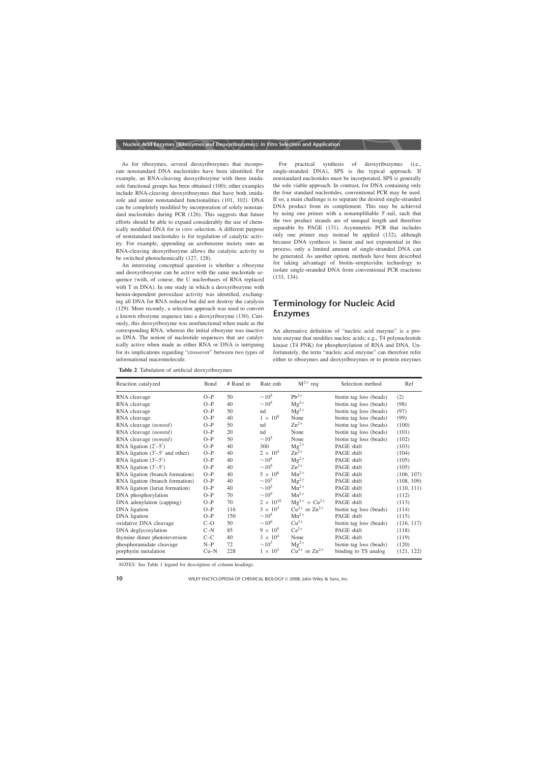As for ribozymes, several deoxyribozymes that incorporate nonstandard DNA nucleotides have been identified. For example, an RNA-cleaving deoxyribozyme with three imidazole functional groups has been obtained (100); other examples include RNA-cleaving deoxyribozymes that have both imidazole and amine nonstandard functionalities (101, 102). DNA can be completely modified by incorporation of solely nonstandard nucleotides during PCR (126). This suggests that future efforts should be able to expand considerably the use of chemically modified DNA for *in vitro* selection. A different purpose of nonstandard nucleotides is for regulation of catalytic activity. For example, appending an azobenzene moiety onto an RNA-cleaving deoxyribozyme allows the catalytic activity to be switched photochemically (127, 128).

An interesting conceptual question is whether a ribozyme and deoxyribozyme can be active with the same nucleotide sequence (with, of course, the U nucleobases of RNA replaced with T in DNA). In one study in which a deoxyribozyme with hemin-dependent peroxidase activity was identified, exchanging all DNA for RNA reduced but did not destroy the catalysis (129). More recently, a selection approach was used to convert a known ribozyme sequence into a deoxyribozyme (130). Curiously, this deoxyribozyme was nonfunctional when made as the corresponding RNA, whereas the initial ribozyme was inactive as DNA. The notion of nucleotide sequences that are catalytically active when made as either RNA or DNA is intriguing for its implications regarding "crossover" between two types of informational macromolecule.

For practical synthesis of deoxyribozymes (i.e., single-stranded DNA), SPS is the typical approach. If nonstandard nucleotides must be incorporated, SPS is generally the sole viable approach. In contrast, for DNA containing only the four standard nucleotides, conventional PCR may be used. If so, a main challenge is to separate the desired single-stranded DNA product from its complement. This may be achieved by using one primer with a nonamplifiable 5′-tail, such that the two product strands are of unequal length and therefore separable by PAGE (131). Asymmetric PCR that includes only one primer may instead be applied (132), although because DNA synthesis is linear and not exponential in this process, only a limited amount of single-stranded DNA can be generated. As another option, methods have been described for taking advantage of biotin–streptavidin technology to isolate single-stranded DNA from conventional PCR reactions (133, 134).

## Terminology for Nucleic Acid Enzymes

An alternative definition of "nucleic acid enzyme" is a protein enzyme that modifies nucleic acids; e.g., T4 polynucleotide kinase (T4 PNK) for phosphorylation of RNA and DNA. Unfortunately, the term "nucleic acid enzyme" can therefore refer either to ribozymes and deoxyribozymes or to protein enzymes

**Table 2** Tabulation of artificial deoxyribozymes

| Reaction catalyzed | Bond | # Rand nt | Rate enh | $M^{2+}$ req | Selection method | Ref |
|---|---|---|---|---|---|---|
| RNA cleavage | O–P | 50 | $\sim10^5$ | $Pb^{2+}$ | biotin tag loss (beads) | (2) |
| RNA cleavage | O–P | 40 | $\sim10^5$ | $Mg^{2+}$ | biotin tag loss (beads) | (98) |
| RNA cleavage | O–P | 50 | nd | $Mg^{2+}$ | biotin tag loss (beads) | (97) |
| RNA cleavage | O–P | 40 | $1 \times 10^8$ | None | biotin tag loss (beads) | (99) |
| RNA cleavage (*nonstd*) | O–P | 50 | nd | $Zn^{2+}$ | biotin tag loss (beads) | (100) |
| RNA cleavage (*nonstd*) | O–P | 20 | nd | None | biotin tag loss (beads) | (101) |
| RNA cleavage (*nonstd*) | O–P | 50 | $\sim10^5$ | None | biotin tag loss (beads) | (102) |
| RNA ligation (2′–5′) | O–P | 40 | 300 | $Mg^{2+}$ | PAGE shift | (103) |
| RNA ligation (3′–5′ and other) | O–P | 40 | $2 \times 10^4$ | $Zn^{2+}$ | PAGE shift | (104) |
| RNA ligation (3′–5′) | O–P | 40 | $\sim10^4$ | $Mg^{2+}$ | PAGE shift | (105) |
| RNA ligation (3′–5′) | O–P | 40 | $\sim10^5$ | $Zn^{2+}$ | PAGE shift | (105) |
| RNA ligation (branch formation) | O–P | 40 | $5 \times 10^6$ | $Mn^{2+}$ | PAGE shift | (106, 107) |
| RNA ligation (branch formation) | O–P | 40 | $\sim10^5$ | $Mg^{2+}$ | PAGE shift | (108, 109) |
| RNA ligation (lariat formation) | O–P | 40 | $\sim10^5$ | $Mn^{2+}$ | PAGE shift | (110, 111) |
| DNA phosphorylation | O–P | 70 | $\sim10^9$ | $Mn^{2+}$ | PAGE shift | (112) |
| DNA adenylation (capping) | O–P | 70 | $2 \times 10^{10}$ | $Mg^{2+} + Cu^{2+}$ | PAGE shift | (113) |
| DNA ligation | O–P | 116 | $3 \times 10^3$ | $Cu^{2+}$ or $Zn^{2+}$ | biotin tag loss (beads) | (114) |
| DNA ligation | O–P | 150 | $\sim10^5$ | $Mn^{2+}$ | PAGE shift | (115) |
| oxidative DNA cleavage | C–O | 50 | $\sim10^6$ | $Cu^{2+}$ | biotin tag loss (beads) | (116, 117) |
| DNA deglycosylation | C–N | 85 | $9 \times 10^5$ | $Ca^{2+}$ | PAGE shift | (118) |
| thymine dimer photoreversion | C–C | 40 | $3 \times 10^4$ | None | PAGE shift | (119) |
| phosphoramidate cleavage | N–P | 72 | $\sim10^3$ | $Mg^{2+}$ | biotin tag loss (beads) | (120) |
| porphyrin metalation | Cu–N | 228 | $1 \times 10^3$ | $Cu^{2+}$ or $Zn^{2+}$ | binding to TS analog | (121, 122) |

*NOTES:* See Table 1 legend for description of column headings.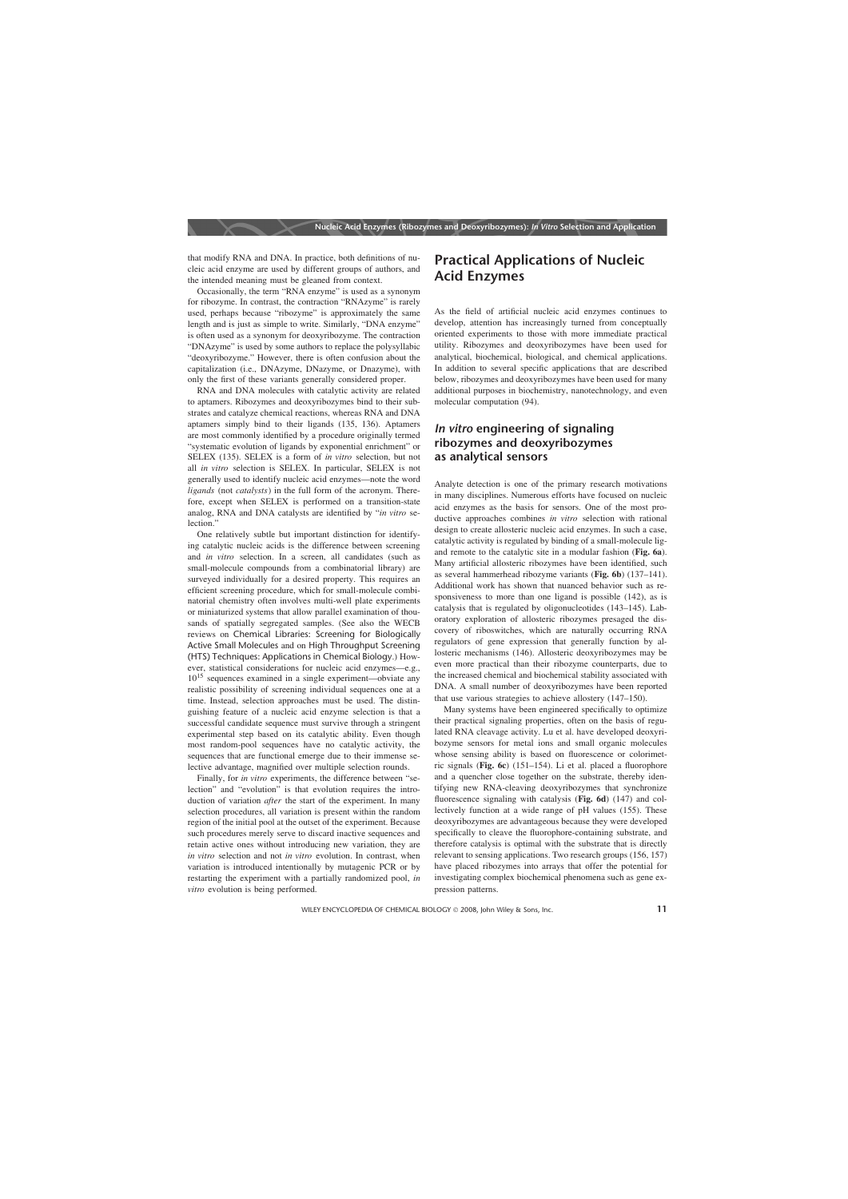that modify RNA and DNA. In practice, both definitions of nucleic acid enzyme are used by different groups of authors, and the intended meaning must be gleaned from context.

Occasionally, the term "RNA enzyme" is used as a synonym for ribozyme. In contrast, the contraction "RNAzyme" is rarely used, perhaps because "ribozyme" is approximately the same length and is just as simple to write. Similarly, "DNA enzyme" is often used as a synonym for deoxyribozyme. The contraction "DNAzyme" is used by some authors to replace the polysyllabic "deoxyribozyme." However, there is often confusion about the capitalization (i.e., DNAzyme, DNazyme, or Dnazyme), with only the first of these variants generally considered proper.

RNA and DNA molecules with catalytic activity are related to aptamers. Ribozymes and deoxyribozymes bind to their substrates and catalyze chemical reactions, whereas RNA and DNA aptamers simply bind to their ligands (135, 136). Aptamers are most commonly identified by a procedure originally termed "systematic evolution of ligands by exponential enrichment" or SELEX (135). SELEX is a form of *in vitro* selection, but not all *in vitro* selection is SELEX. In particular, SELEX is not generally used to identify nucleic acid enzymes—note the word *ligands* (not *catalysts*) in the full form of the acronym. Therefore, except when SELEX is performed on a transition-state analog, RNA and DNA catalysts are identified by "*in vitro* selection."

One relatively subtle but important distinction for identifying catalytic nucleic acids is the difference between screening and *in vitro* selection. In a screen, all candidates (such as small-molecule compounds from a combinatorial library) are surveyed individually for a desired property. This requires an efficient screening procedure, which for small-molecule combinatorial chemistry often involves multi-well plate experiments or miniaturized systems that allow parallel examination of thousands of spatially segregated samples. (See also the WECB reviews on Chemical Libraries: Screening for Biologically Active Small Molecules and on High Throughput Screening (HTS) Techniques: Applications in Chemical Biology.) However, statistical considerations for nucleic acid enzymes—e.g., $10^{15}$ sequences examined in a single experiment—obviate any realistic possibility of screening individual sequences one at a time. Instead, selection approaches must be used. The distinguishing feature of a nucleic acid enzyme selection is that a successful candidate sequence must survive through a stringent experimental step based on its catalytic ability. Even though most random-pool sequences have no catalytic activity, the sequences that are functional emerge due to their immense selective advantage, magnified over multiple selection rounds.

Finally, for *in vitro* experiments, the difference between "selection" and "evolution" is that evolution requires the introduction of variation *after* the start of the experiment. In many selection procedures, all variation is present within the random region of the initial pool at the outset of the experiment. Because such procedures merely serve to discard inactive sequences and retain active ones without introducing new variation, they are *in vitro* selection and not *in vitro* evolution. In contrast, when variation is introduced intentionally by mutagenic PCR or by restarting the experiment with a partially randomized pool, *in vitro* evolution is being performed.

## Practical Applications of Nucleic Acid Enzymes

As the field of artificial nucleic acid enzymes continues to develop, attention has increasingly turned from conceptually oriented experiments to those with more immediate practical utility. Ribozymes and deoxyribozymes have been used for analytical, biochemical, biological, and chemical applications. In addition to several specific applications that are described below, ribozymes and deoxyribozymes have been used for many additional purposes in biochemistry, nanotechnology, and even molecular computation (94).

### *In vitro* engineering of signaling ribozymes and deoxyribozymes as analytical sensors

Analyte detection is one of the primary research motivations in many disciplines. Numerous efforts have focused on nucleic acid enzymes as the basis for sensors. One of the most productive approaches combines *in vitro* selection with rational design to create allosteric nucleic acid enzymes. In such a case, catalytic activity is regulated by binding of a small-molecule ligand remote to the catalytic site in a modular fashion (**Fig. 6a**). Many artificial allosteric ribozymes have been identified, such as several hammerhead ribozyme variants (**Fig. 6b**) (137–141). Additional work has shown that nuanced behavior such as responsiveness to more than one ligand is possible (142), as is catalysis that is regulated by oligonucleotides (143–145). Laboratory exploration of allosteric ribozymes presaged the discovery of riboswitches, which are naturally occurring RNA regulators of gene expression that generally function by allosteric mechanisms (146). Allosteric deoxyribozymes may be even more practical than their ribozyme counterparts, due to the increased chemical and biochemical stability associated with DNA. A small number of deoxyribozymes have been reported that use various strategies to achieve allostery (147–150).

Many systems have been engineered specifically to optimize their practical signaling properties, often on the basis of regulated RNA cleavage activity. Lu et al. have developed deoxyribozyme sensors for metal ions and small organic molecules whose sensing ability is based on fluorescence or colorimetric signals (**Fig. 6c**) (151–154). Li et al. placed a fluorophore and a quencher close together on the substrate, thereby identifying new RNA-cleaving deoxyribozymes that synchronize fluorescence signaling with catalysis (**Fig. 6d**) (147) and collectively function at a wide range of pH values (155). These deoxyribozymes are advantageous because they were developed specifically to cleave the fluorophore-containing substrate, and therefore catalysis is optimal with the substrate that is directly relevant to sensing applications. Two research groups (156, 157) have placed ribozymes into arrays that offer the potential for investigating complex biochemical phenomena such as gene expression patterns.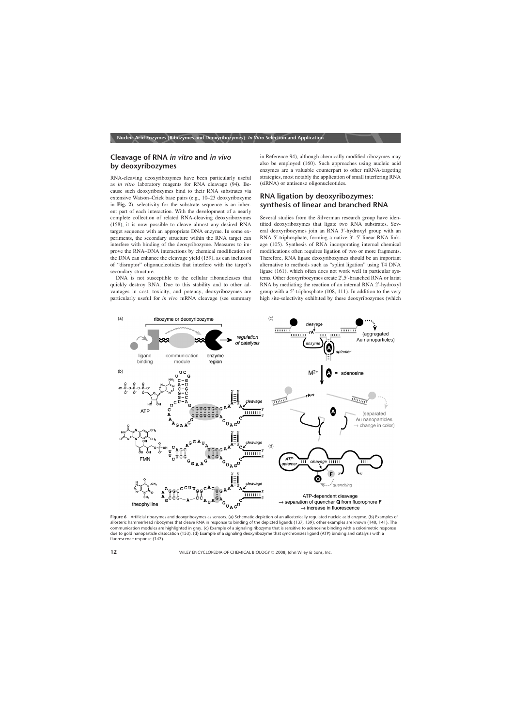## Cleavage of RNA *in vitro* and *in vivo* by deoxyribozymes

RNA-cleaving deoxyribozymes have been particularly useful as *in vitro* laboratory reagents for RNA cleavage (94). Because such deoxyribozymes bind to their RNA substrates via extensive Watson–Crick base pairs (e.g., 10–23 deoxyribozyme in **Fig. 2**), selectivity for the substrate sequence is an inherent part of each interaction. With the development of a nearly complete collection of related RNA-cleaving deoxyribozymes (158), it is now possible to cleave almost any desired RNA target sequence with an appropriate DNA enzyme. In some experiments, the secondary structure within the RNA target can interfere with binding of the deoxyribozyme. Measures to improve the RNA–DNA interactions by chemical modification of the DNA can enhance the cleavage yield (159), as can inclusion of "disruptor" oligonucleotides that interfere with the target's secondary structure.

DNA is not susceptible to the cellular ribonucleases that quickly destroy RNA. Due to this stability and to other advantages in cost, toxicity, and potency, deoxyribozymes are particularly useful for *in vivo* mRNA cleavage (see summary in Reference 94), although chemically modified ribozymes may also be employed (160). Such approaches using nucleic acid enzymes are a valuable counterpart to other mRNA-targeting strategies, most notably the application of small interfering RNA (siRNA) or antisense oligonucleotides.

## RNA ligation by deoxyribozymes: synthesis of linear and branched RNA

Several studies from the Silverman research group have identified deoxyribozymes that ligate two RNA substrates. Several deoxyribozymes join an RNA 3′-hydroxyl group with an RNA 5′-triphosphate, forming a native 3′–5′ linear RNA linkage (105). Synthesis of RNA incorporating internal chemical modifications often requires ligation of two or more fragments. Therefore, RNA ligase deoxyribozymes should be an important alternative to methods such as "splint ligation" using T4 DNA ligase (161), which often does not work well in particular systems. Other deoxyribozymes create 2′,5′-branched RNA or lariat RNA by mediating the reaction of an internal RNA 2′-hydroxyl group with a 5′-triphosphate (108, 111). In addition to the very high site-selectivity exhibited by these deoxyribozymes (which

**Figure 6** Artificial ribozymes and deoxyribozymes as sensors. (a) Schematic depiction of an allosterically regulated nucleic acid enzyme. (b) Examples of allosteric hammerhead ribozymes that cleave RNA in response to binding of the depicted ligands (137, 139); other examples are known (140, 141). The communication modules are highlighted in gray. (c) Example of a signaling ribozyme that is sensitive to adenosine binding with a colorimetric response due to gold nanoparticle dissocation (153). (d) Example of a signaling deoxyribozyme that synchronizes ligand (ATP) binding and catalysis with a fluorescence response (147).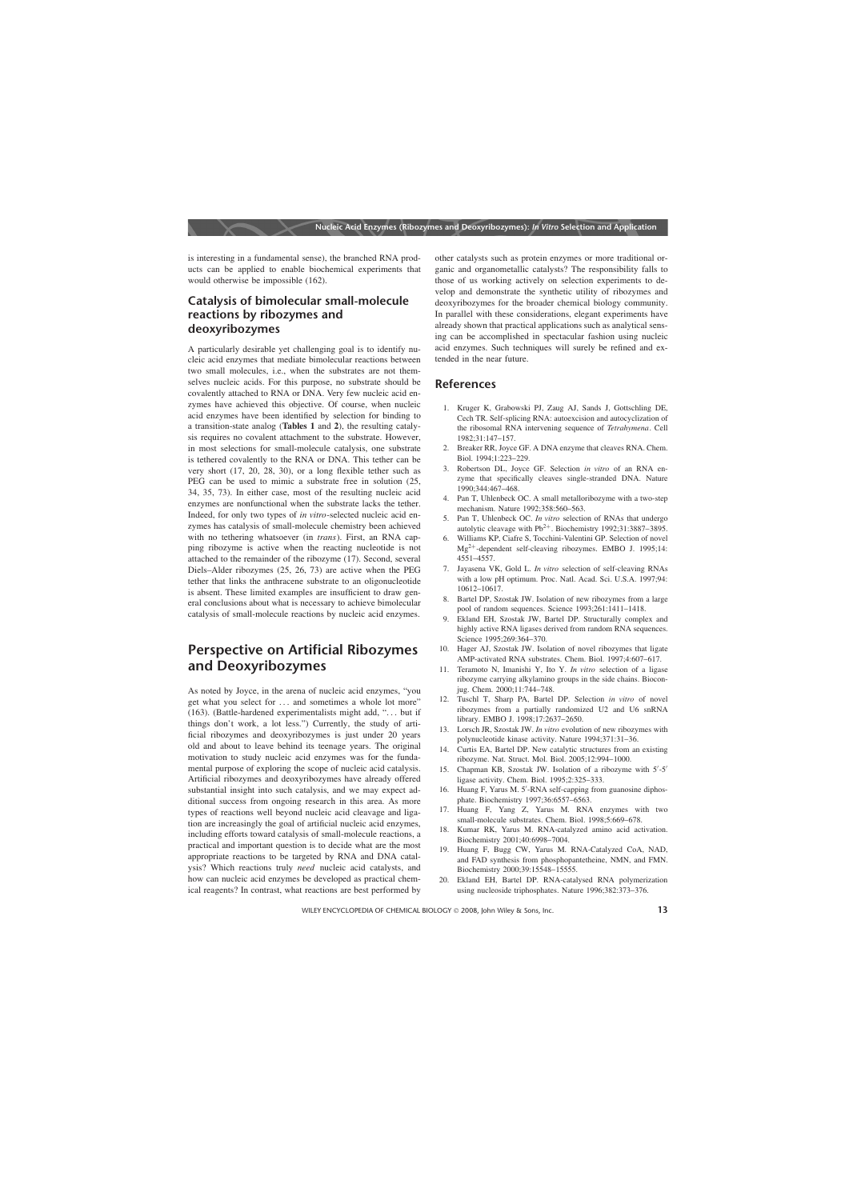is interesting in a fundamental sense), the branched RNA products can be applied to enable biochemical experiments that would otherwise be impossible (162).

### Catalysis of bimolecular small-molecule reactions by ribozymes and deoxyribozymes

A particularly desirable yet challenging goal is to identify nucleic acid enzymes that mediate bimolecular reactions between two small molecules, i.e., when the substrates are not themselves nucleic acids. For this purpose, no substrate should be covalently attached to RNA or DNA. Very few nucleic acid enzymes have achieved this objective. Of course, when nucleic acid enzymes have been identified by selection for binding to a transition-state analog (**Tables 1** and **2**), the resulting catalysis requires no covalent attachment to the substrate. However, in most selections for small-molecule catalysis, one substrate is tethered covalently to the RNA or DNA. This tether can be very short (17, 20, 28, 30), or a long flexible tether such as PEG can be used to mimic a substrate free in solution (25, 34, 35, 73). In either case, most of the resulting nucleic acid enzymes are nonfunctional when the substrate lacks the tether. Indeed, for only two types of *in vitro*-selected nucleic acid enzymes has catalysis of small-molecule chemistry been achieved with no tethering whatsoever (in *trans*). First, an RNA capping ribozyme is active when the reacting nucleotide is not attached to the remainder of the ribozyme (17). Second, several Diels–Alder ribozymes (25, 26, 73) are active when the PEG tether that links the anthracene substrate to an oligonucleotide is absent. These limited examples are insufficient to draw general conclusions about what is necessary to achieve bimolecular catalysis of small-molecule reactions by nucleic acid enzymes.

## Perspective on Artificial Ribozymes and Deoxyribozymes

As noted by Joyce, in the arena of nucleic acid enzymes, "you get what you select for ... and sometimes a whole lot more" (163). (Battle-hardened experimentalists might add, "... but if things don't work, a lot less.") Currently, the study of artificial ribozymes and deoxyribozymes is just under 20 years old and about to leave behind its teenage years. The original motivation to study nucleic acid enzymes was for the fundamental purpose of exploring the scope of nucleic acid catalysis. Artificial ribozymes and deoxyribozymes have already offered substantial insight into such catalysis, and we may expect additional success from ongoing research in this area. As more types of reactions well beyond nucleic acid cleavage and ligation are increasingly the goal of artificial nucleic acid enzymes, including efforts toward catalysis of small-molecule reactions, a practical and important question is to decide what are the most appropriate reactions to be targeted by RNA and DNA catalysis? Which reactions truly *need* nucleic acid catalysts, and how can nucleic acid enzymes be developed as practical chemical reagents? In contrast, what reactions are best performed by other catalysts such as protein enzymes or more traditional organic and organometallic catalysts? The responsibility falls to those of us working actively on selection experiments to develop and demonstrate the synthetic utility of ribozymes and deoxyribozymes for the broader chemical biology community. In parallel with these considerations, elegant experiments have already shown that practical applications such as analytical sensing can be accomplished in spectacular fashion using nucleic acid enzymes. Such techniques will surely be refined and extended in the near future.

## References

1. Kruger K, Grabowski PJ, Zaug AJ, Sands J, Gottschling DE, Cech TR. Self-splicing RNA: autoexcision and autocyclization of the ribosomal RNA intervening sequence of *Tetrahymena*. Cell 1982;31:147–157.
2. Breaker RR, Joyce GF. A DNA enzyme that cleaves RNA. Chem. Biol. 1994;1:223–229.
3. Robertson DL, Joyce GF. Selection *in vitro* of an RNA enzyme that specifically cleaves single-stranded DNA. Nature 1990;344:467–468.
4. Pan T, Uhlenbeck OC. A small metalloribozyme with a two-step mechanism. Nature 1992;358:560–563.
5. Pan T, Uhlenbeck OC. *In vitro* selection of RNAs that undergo autolytic cleavage with $Pb^{2+}$. Biochemistry 1992;31:3887–3895.
6. Williams KP, Ciafre S, Tocchini-Valentini GP. Selection of novel $Mg^{2+}$-dependent self-cleaving ribozymes. EMBO J. 1995;14:4551–4557.
7. Jayasena VK, Gold L. *In vitro* selection of self-cleaving RNAs with a low pH optimum. Proc. Natl. Acad. Sci. U.S.A. 1997;94:10612–10617.
8. Bartel DP, Szostak JW. Isolation of new ribozymes from a large pool of random sequences. Science 1993;261:1411–1418.
9. Ekland EH, Szostak JW, Bartel DP. Structurally complex and highly active RNA ligases derived from random RNA sequences. Science 1995;269:364–370.
10. Hager AJ, Szostak JW. Isolation of novel ribozymes that ligate AMP-activated RNA substrates. Chem. Biol. 1997;4:607–617.
11. Teramoto N, Imanishi Y, Ito Y. *In vitro* selection of a ligase ribozyme carrying alkylamino groups in the side chains. Bioconjug. Chem. 2000;11:744–748.
12. Tuschl T, Sharp PA, Bartel DP. Selection *in vitro* of novel ribozymes from a partially randomized U2 and U6 snRNA library. EMBO J. 1998;17:2637–2650.
13. Lorsch JR, Szostak JW. *In vitro* evolution of new ribozymes with polynucleotide kinase activity. Nature 1994;371:31–36.
14. Curtis EA, Bartel DP. New catalytic structures from an existing ribozyme. Nat. Struct. Mol. Biol. 2005;12:994–1000.
15. Chapman KB, Szostak JW. Isolation of a ribozyme with 5′-5′ ligase activity. Chem. Biol. 1995;2:325–333.
16. Huang F, Yarus M. 5′-RNA self-capping from guanosine diphosphate. Biochemistry 1997;36:6557–6563.
17. Huang F, Yang Z, Yarus M. RNA enzymes with two small-molecule substrates. Chem. Biol. 1998;5:669–678.
18. Kumar RK, Yarus M. RNA-catalyzed amino acid activation. Biochemistry 2001;40:6998–7004.
19. Huang F, Bugg CW, Yarus M. RNA-Catalyzed CoA, NAD, and FAD synthesis from phosphopantetheine, NMN, and FMN. Biochemistry 2000;39:15548–15555.
20. Ekland EH, Bartel DP. RNA-catalysed RNA polymerization using nucleoside triphosphates. Nature 1996;382:373–376.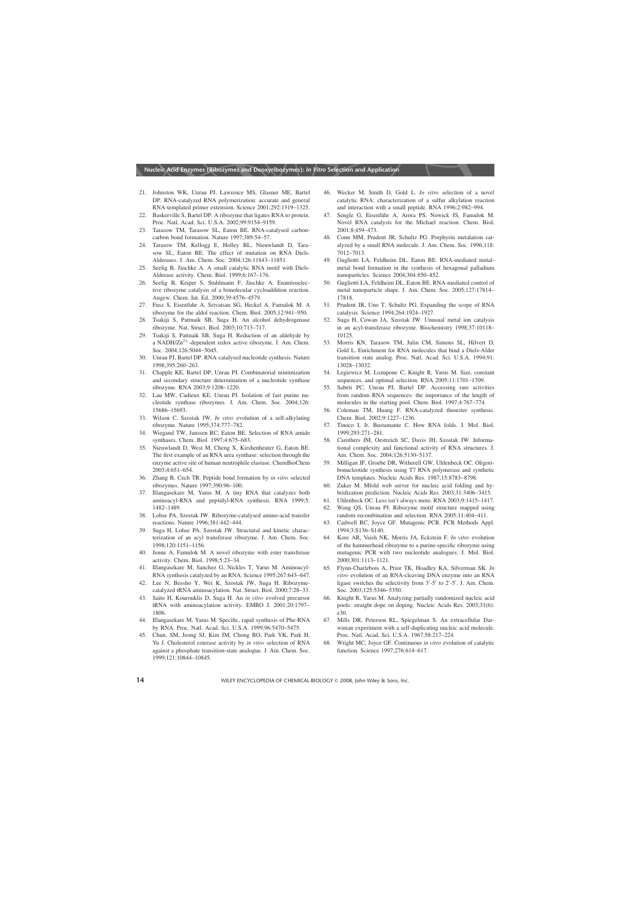21. Johnston WK, Unrau PJ, Lawrence MS, Glasner ME, Bartel DP. RNA-catalyzed RNA polymerization: accurate and general RNA-templated primer extension. Science 2001;292:1319–1325.
22. Baskerville S, Bartel DP. A ribozyme that ligates RNA to protein. Proc. Natl. Acad. Sci. U.S.A. 2002;99:9154–9159.
23. Tarasow TM, Tarasow SL, Eaton BE. RNA-catalysed carbon-carbon bond formation. Nature 1997;389:54–57.
24. Tarasow TM, Kellogg E, Holley BL, Nieuwlandt D, Tarasow SL, Eaton BE. The effect of mutation on RNA Diels-Alderases. J. Am. Chem. Soc. 2004;126:11843–11851.
25. Seelig B, Jäschke A. A small catalytic RNA motif with Diels-Alderase activity. Chem. Biol. 1999;6:167–176.
26. Seelig B, Keiper S, Stuhlmann F, Jäschke A. Enantioselective ribozyme catalysis of a bimolecular cycloaddition reaction. Angew. Chem. Int. Ed. 2000;39:4576–4579.
27. Fusz S, Eisenfuhr A, Srivatsan SG, Heckel A, Famulok M. A ribozyme for the aldol reaction. Chem. Biol. 2005;12:941–950.
28. Tsukiji S, Pattnaik SB, Suga H. An alcohol dehydrogenase ribozyme. Nat. Struct. Biol. 2003;10:713–717.
29. Tsukiji S, Pattnaik SB, Suga H. Reduction of an aldehyde by a NADH/$Zn^{2+}$-dependent redox active ribozyme. J. Am. Chem. Soc. 2004;126:5044–5045.
30. Unrau PJ, Bartel DP. RNA-catalysed nucleotide synthesis. Nature 1998;395:260–263.
31. Chapple KE, Bartel DP, Unrau PJ. Combinatorial minimization and secondary structure determination of a nucleotide synthase ribozyme. RNA 2003;9:1208–1220.
32. Lau MW, Cadieux KE, Unrau PJ. Isolation of fast purine nucleotide synthase ribozymes. J. Am. Chem. Soc. 2004;126: 15686–15693.
33. Wilson C, Szostak JW. *In vitro* evolution of a self-alkylating ribozyme. Nature 1995;374:777–782.
34. Wiegand TW, Janssen RC, Eaton BE. Selection of RNA amide synthases. Chem. Biol. 1997;4:675–683.
35. Nieuwlandt D, West M, Cheng X, Kirshenheuter G, Eaton BE. The first example of an RNA urea synthase: selection through the enzyme active site of human neutrophile elastase. ChemBioChem 2003;4:651–654.
36. Zhang B, Cech TR. Peptide bond formation by *in vitro* selected ribozymes. Nature 1997;390:96–100.
37. Illangasekare M, Yarus M. A tiny RNA that catalyzes both aminoacyl-RNA and peptidyl-RNA synthesis. RNA 1999;5: 1482–1489.
38. Lohse PA, Szostak JW. Ribozyme-catalysed amino-acid transfer reactions. Nature 1996;381:442–444.
39. Suga H, Lohse PA, Szostak JW. Structural and kinetic characterization of an acyl transferase ribozyme. J. Am. Chem. Soc. 1998;120:1151–1156.
40. Jenne A, Famulok M. A novel ribozyme with ester transferase activity. Chem. Biol. 1998;5:23–34.
41. Illangasekare M, Sanchez G, Nickles T, Yarus M. Aminoacyl-RNA synthesis catalyzed by an RNA. Science 1995;267:643–647.
42. Lee N, Bessho Y, Wei K, Szostak JW, Suga H. Ribozyme-catalyzed tRNA aminoacylation. Nat. Struct. Biol. 2000;7:28–33.
43. Saito H, Kourouklis D, Suga H. An *in vitro* evolved precursor tRNA with aminoacylation activity. EMBO J. 2001;20:1797–1806.
44. Illangasekare M, Yarus M. Specific, rapid synthesis of Phe-RNA by RNA. Proc. Natl. Acad. Sci. U.S.A. 1999;96:5470–5475.
45. Chun, SM, Jeong SJ, Kim JM, Chong BO, Park YK, Park H, Yu J. Cholesterol esterase activity by *in vitro* selection of RNA against a phosphate transition-state analogue. J. Am. Chem. Soc. 1999;121:10844–10845.
46. Wecker M, Smith D, Gold L. *In vitro* selection of a novel catalytic RNA: characterization of a sulfur alkylation reaction and interaction with a small peptide. RNA 1996;2:982–994.
47. Sengle G, Eisenführ A, Arora PS, Nowick JS, Famulok M. Novel RNA catalysts for the Michael reaction. Chem. Biol. 2001;8:459–473.
48. Conn MM, Prudent JR, Schultz PG. Porphyrin metalation catalyzed by a small RNA molecule. J. Am. Chem. Soc. 1996;118: 7012–7013.
49. Gugliotti LA, Feldheim DL, Eaton BE. RNA-mediated metal-metal bond formation in the synthesis of hexagonal palladium nanoparticles. Science 2004;304:850–852.
50. Gugliotti LA, Feldheim DL, Eaton BE. RNA-mediated control of metal nanoparticle shape. J. Am. Chem. Soc. 2005;127:17814–17818.
51. Prudent JR, Uno T, Schultz PG. Expanding the scope of RNA catalysis. Science 1994;264:1924–1927.
52. Suga H, Cowan JA, Szostak JW. Unusual metal ion catalysis in an acyl-transferase ribozyme. Biochemistry 1998;37:10118–10125.
53. Morris KN, Tarasow TM, Julin CM, Simons SL, Hilvert D, Gold L. Enrichment for RNA molecules that bind a Diels-Alder transition state analog. Proc. Natl. Acad. Sci. U.S.A. 1994;91: 13028–13032.
54. Legiewicz M, Lozupone C, Knight R, Yarus M. Size, constant sequences, and optimal selection. RNA 2005;11:1701–1709.
55. Sabeti PC, Unrau PJ, Bartel DP. Accessing rare activities from random RNA sequences: the importance of the length of molecules in the starting pool. Chem. Biol. 1997;4:767–774.
56. Coleman TM, Huang F. RNA-catalyzed thioester synthesis. Chem. Biol. 2002;9:1227–1236.
57. Tinoco I, Jr, Bustamante C. How RNA folds. J. Mol. Biol. 1999;293:271–281.
58. Carothers JM, Oestreich SC, Davis JH, Szostak JW. Informational complexity and functional activity of RNA structures. J. Am. Chem. Soc. 2004;126:5130–5137.
59. Milligan JF, Groebe DR, Witherell GW, Uhlenbeck OC. Oligoribonucleotide synthesis using T7 RNA polymerase and synthetic DNA templates. Nucleic Acids Res. 1987;15:8783–8798.
60. Zuker M. Mfold web server for nucleic acid folding and hybridization prediction. Nucleic Acids Res. 2003;31:3406–3415.
61. Uhlenbeck OC. Less isn't always more. RNA 2003;9:1415–1417.
62. Wang QS, Unrau PJ. Ribozyme motif structure mapped using random recombination and selection. RNA 2005;11:404–411.
63. Cadwell RC, Joyce GF. Mutagenic PCR. PCR Methods Appl. 1994;3:S136–S140.
64. Kore AR, Vaish NK, Morris JA, Eckstein F. *In vitro* evolution of the hammerhead ribozyme to a purine-specific ribozyme using mutagenic PCR with two nucleotide analogues. J. Mol. Biol. 2000;301:1113–1121.
65. Flynn-Charlebois A, Prior TK, Hoadley KA, Silverman SK. *In vitro* evolution of an RNA-cleaving DNA enzyme into an RNA ligase switches the selectivity from 3′-5′ to 2′-5′. J. Am. Chem. Soc. 2003;125:5346–5350.
66. Knight R, Yarus M. Analyzing partially randomized nucleic acid pools: straight dope on doping. Nucleic Acids Res. 2003;31(6): e30.
67. Mills DR, Peterson RL, Spiegelman S. An extracellular Darwinian experiment with a self-duplicating nucleic acid molecule. Proc. Natl. Acad. Sci. U.S.A. 1967;58:217–224.
68. Wright MC, Joyce GF. Continuous *in vitro* evolution of catalytic function. Science 1997;276:614–617.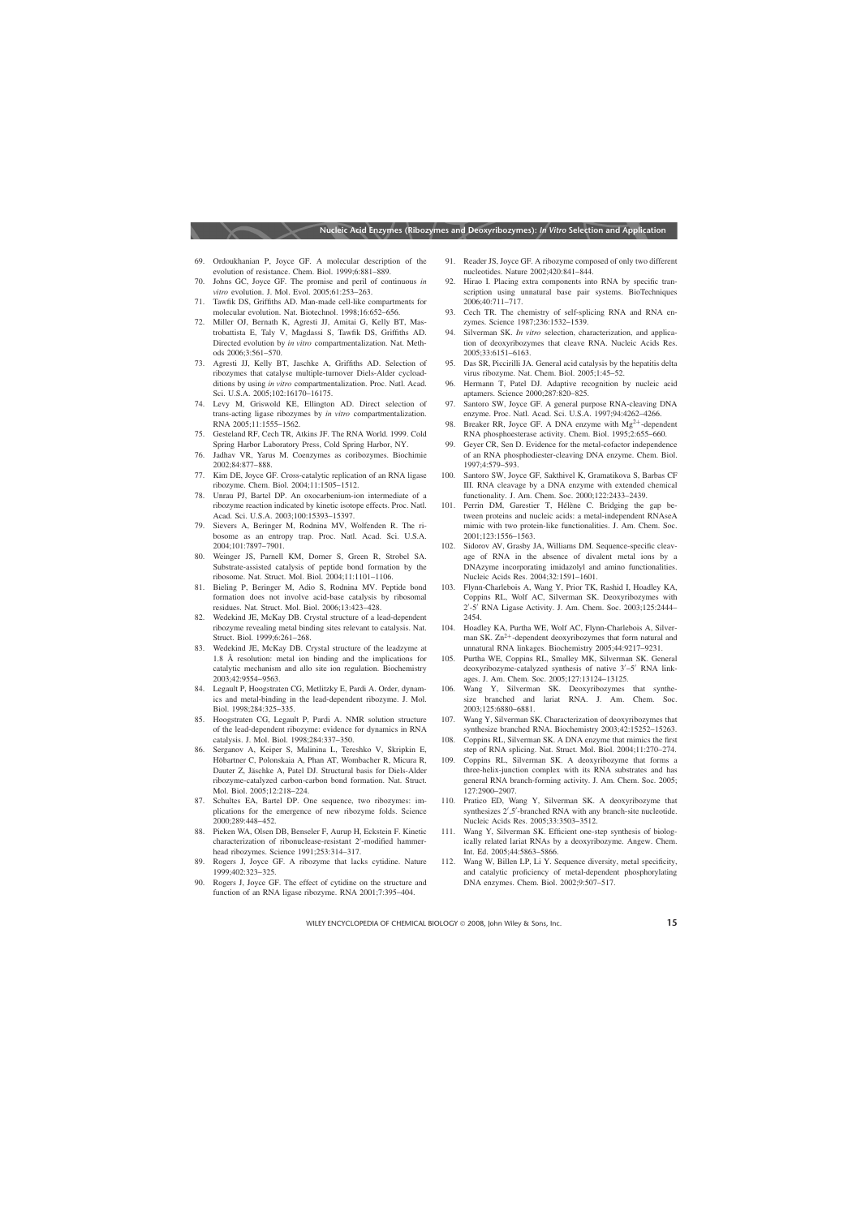69. Ordoukhanian P, Joyce GF. A molecular description of the evolution of resistance. Chem. Biol. 1999;6:881–889.
70. Johns GC, Joyce GF. The promise and peril of continuous *in vitro* evolution. J. Mol. Evol. 2005;61:253–263.
71. Tawfik DS, Griffiths AD. Man-made cell-like compartments for molecular evolution. Nat. Biotechnol. 1998;16:652–656.
72. Miller OJ, Bernath K, Agresti JJ, Amitai G, Kelly BT, Mastrobattista E, Taly V, Magdassi S, Tawfik DS, Griffiths AD. Directed evolution by *in vitro* compartmentalization. Nat. Methods 2006;3:561–570.
73. Agresti JJ, Kelly BT, Jaschke A, Griffiths AD. Selection of ribozymes that catalyse multiple-turnover Diels-Alder cycloadditions by using *in vitro* compartmentalization. Proc. Natl. Acad. Sci. U.S.A. 2005;102:16170–16175.
74. Levy M, Griswold KE, Ellington AD. Direct selection of trans-acting ligase ribozymes by *in vitro* compartmentalization. RNA 2005;11:1555–1562.
75. Gesteland RF, Cech TR, Atkins JF. The RNA World. 1999. Cold Spring Harbor Laboratory Press, Cold Spring Harbor, NY.
76. Jadhav VR, Yarus M. Coenzymes as coribozymes. Biochimie 2002;84:877–888.
77. Kim DE, Joyce GF. Cross-catalytic replication of an RNA ligase ribozyme. Chem. Biol. 2004;11:1505–1512.
78. Unrau PJ, Bartel DP. An oxocarbenium-ion intermediate of a ribozyme reaction indicated by kinetic isotope effects. Proc. Natl. Acad. Sci. U.S.A. 2003;100:15393–15397.
79. Sievers A, Beringer M, Rodnina MV, Wolfenden R. The ribosome as an entropy trap. Proc. Natl. Acad. Sci. U.S.A. 2004;101:7897–7901.
80. Weinger JS, Parnell KM, Dorner S, Green R, Strobel SA. Substrate-assisted catalysis of peptide bond formation by the ribosome. Nat. Struct. Mol. Biol. 2004;11:1101–1106.
81. Bieling P, Beringer M, Adio S, Rodnina MV. Peptide bond formation does not involve acid-base catalysis by ribosomal residues. Nat. Struct. Mol. Biol. 2006;13:423–428.
82. Wedekind JE, McKay DB. Crystal structure of a lead-dependent ribozyme revealing metal binding sites relevant to catalysis. Nat. Struct. Biol. 1999;6:261–268.
83. Wedekind JE, McKay DB. Crystal structure of the leadzyme at 1.8 Å resolution: metal ion binding and the implications for catalytic mechanism and allo site ion regulation. Biochemistry 2003;42:9554–9563.
84. Legault P, Hoogstraten CG, Metlitzky E, Pardi A. Order, dynamics and metal-binding in the lead-dependent ribozyme. J. Mol. Biol. 1998;284:325–335.
85. Hoogstraten CG, Legault P, Pardi A. NMR solution structure of the lead-dependent ribozyme: evidence for dynamics in RNA catalysis. J. Mol. Biol. 1998;284:337–350.
86. Serganov A, Keiper S, Malinina L, Tereshko V, Skripkin E, Höbartner C, Polonskaia A, Phan AT, Wombacher R, Micura R, Dauter Z, Jäschke A, Patel DJ. Structural basis for Diels-Alder ribozyme-catalyzed carbon-carbon bond formation. Nat. Struct. Mol. Biol. 2005;12:218–224.
87. Schultes EA, Bartel DP. One sequence, two ribozymes: implications for the emergence of new ribozyme folds. Science 2000;289:448–452.
88. Pieken WA, Olsen DB, Benseler F, Aurup H, Eckstein F. Kinetic characterization of ribonuclease-resistant 2′-modified hammerhead ribozymes. Science 1991;253:314–317.
89. Rogers J, Joyce GF. A ribozyme that lacks cytidine. Nature 1999;402:323–325.
90. Rogers J, Joyce GF. The effect of cytidine on the structure and function of an RNA ligase ribozyme. RNA 2001;7:395–404.
91. Reader JS, Joyce GF. A ribozyme composed of only two different nucleotides. Nature 2002;420:841–844.
92. Hirao I. Placing extra components into RNA by specific transcription using unnatural base pair systems. BioTechniques 2006;40:711–717.
93. Cech TR. The chemistry of self-splicing RNA and RNA enzymes. Science 1987;236:1532–1539.
94. Silverman SK. *In vitro* selection, characterization, and application of deoxyribozymes that cleave RNA. Nucleic Acids Res. 2005;33:6151–6163.
95. Das SR, Piccirilli JA. General acid catalysis by the hepatitis delta virus ribozyme. Nat. Chem. Biol. 2005;1:45–52.
96. Hermann T, Patel DJ. Adaptive recognition by nucleic acid aptamers. Science 2000;287:820–825.
97. Santoro SW, Joyce GF. A general purpose RNA-cleaving DNA enzyme. Proc. Natl. Acad. Sci. U.S.A. 1997;94:4262–4266.
98. Breaker RR, Joyce GF. A DNA enzyme with $Mg^{2+}$-dependent RNA phosphoesterase activity. Chem. Biol. 1995;2:655–660.
99. Geyer CR, Sen D. Evidence for the metal-cofactor independence of an RNA phosphodiester-cleaving DNA enzyme. Chem. Biol. 1997;4:579–593.
100. Santoro SW, Joyce GF, Sakthivel K, Gramatikova S, Barbas CF III. RNA cleavage by a DNA enzyme with extended chemical functionality. J. Am. Chem. Soc. 2000;122:2433–2439.
101. Perrin DM, Garestier T, Hélène C. Bridging the gap between proteins and nucleic acids: a metal-independent RNAseA mimic with two protein-like functionalities. J. Am. Chem. Soc. 2001;123:1556–1563.
102. Sidorov AV, Grasby JA, Williams DM. Sequence-specific cleavage of RNA in the absence of divalent metal ions by a DNAzyme incorporating imidazolyl and amino functionalities. Nucleic Acids Res. 2004;32:1591–1601.
103. Flynn-Charlebois A, Wang Y, Prior TK, Rashid I, Hoadley KA, Coppins RL, Wolf AC, Silverman SK. Deoxyribozymes with 2′-5′ RNA Ligase Activity. J. Am. Chem. Soc. 2003;125:2444–2454.
104. Hoadley KA, Purtha WE, Wolf AC, Flynn-Charlebois A, Silverman SK. $Zn^{2+}$-dependent deoxyribozymes that form natural and unnatural RNA linkages. Biochemistry 2005;44:9217–9231.
105. Purtha WE, Coppins RL, Smalley MK, Silverman SK. General deoxyribozyme-catalyzed synthesis of native 3′–5′ RNA linkages. J. Am. Chem. Soc. 2005;127:13124–13125.
106. Wang Y, Silverman SK. Deoxyribozymes that synthesize branched and lariat RNA. J. Am. Chem. Soc. 2003;125:6880–6881.
107. Wang Y, Silverman SK. Characterization of deoxyribozymes that synthesize branched RNA. Biochemistry 2003;42:15252–15263.
108. Coppins RL, Silverman SK. A DNA enzyme that mimics the first step of RNA splicing. Nat. Struct. Mol. Biol. 2004;11:270–274.
109. Coppins RL, Silverman SK. A deoxyribozyme that forms a three-helix-junction complex with its RNA substrates and has general RNA branch-forming activity. J. Am. Chem. Soc. 2005; 127:2900–2907.
110. Pratico ED, Wang Y, Silverman SK. A deoxyribozyme that synthesizes 2′,5′-branched RNA with any branch-site nucleotide. Nucleic Acids Res. 2005;33:3503–3512.
111. Wang Y, Silverman SK. Efficient one-step synthesis of biologically related lariat RNAs by a deoxyribozyme. Angew. Chem. Int. Ed. 2005;44:5863–5866.
112. Wang W, Billen LP, Li Y. Sequence diversity, metal specificity, and catalytic proficiency of metal-dependent phosphorylating DNA enzymes. Chem. Biol. 2002;9:507–517.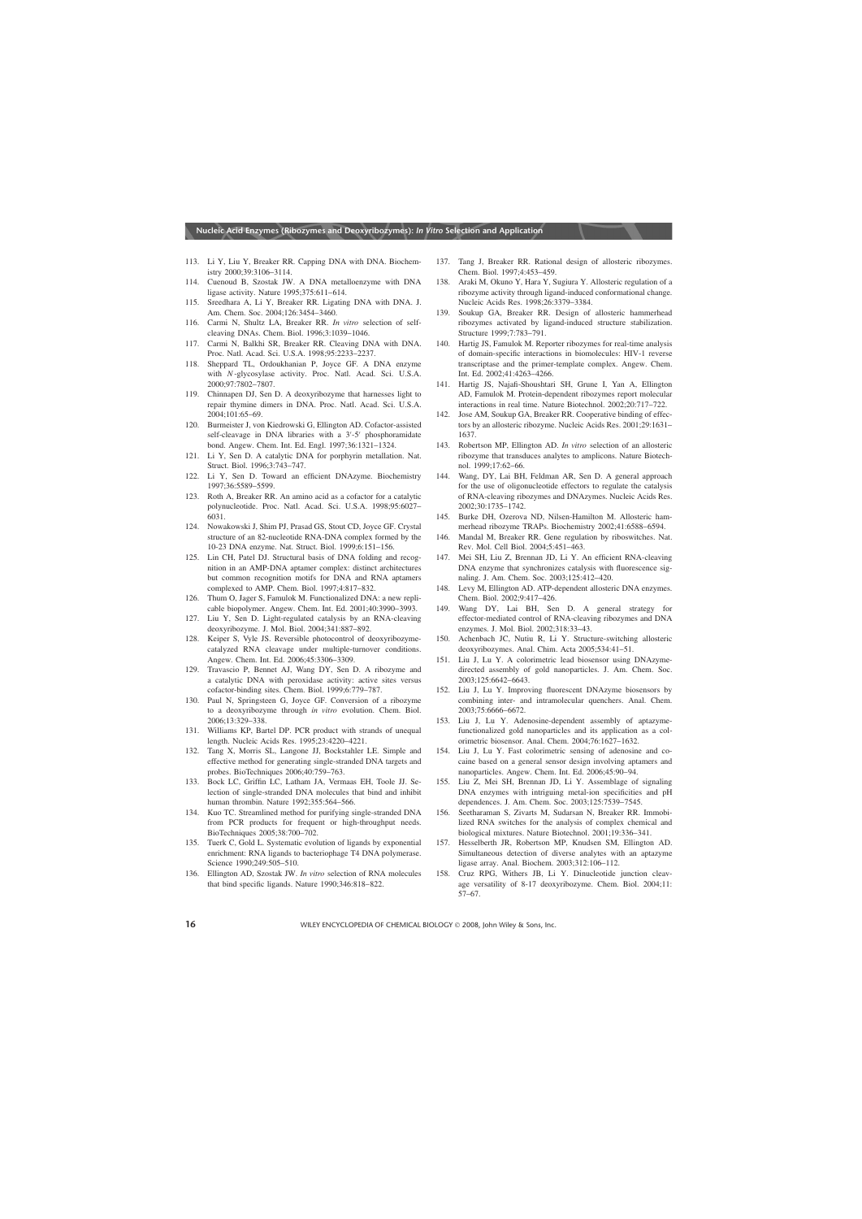113. Li Y, Liu Y, Breaker RR. Capping DNA with DNA. Biochemistry 2000;39:3106–3114.
114. Cuenoud B, Szostak JW. A DNA metalloenzyme with DNA ligase activity. Nature 1995;375:611–614.
115. Sreedhara A, Li Y, Breaker RR. Ligating DNA with DNA. J. Am. Chem. Soc. 2004;126:3454–3460.
116. Carmi N, Shultz LA, Breaker RR. *In vitro* selection of self-cleaving DNAs. Chem. Biol. 1996;3:1039–1046.
117. Carmi N, Balkhi SR, Breaker RR. Cleaving DNA with DNA. Proc. Natl. Acad. Sci. U.S.A. 1998;95:2233–2237.
118. Sheppard TL, Ordoukhanian P, Joyce GF. A DNA enzyme with *N*-glycosylase activity. Proc. Natl. Acad. Sci. U.S.A. 2000;97:7802–7807.
119. Chinnapen DJ, Sen D. A deoxyribozyme that harnesses light to repair thymine dimers in DNA. Proc. Natl. Acad. Sci. U.S.A. 2004;101:65–69.
120. Burmeister J, von Kiedrowski G, Ellington AD. Cofactor-assisted self-cleavage in DNA libraries with a 3′-5′ phosphoramidate bond. Angew. Chem. Int. Ed. Engl. 1997;36:1321–1324.
121. Li Y, Sen D. A catalytic DNA for porphyrin metallation. Nat. Struct. Biol. 1996;3:743–747.
122. Li Y, Sen D. Toward an efficient DNAzyme. Biochemistry 1997;36:5589–5599.
123. Roth A, Breaker RR. An amino acid as a cofactor for a catalytic polynucleotide. Proc. Natl. Acad. Sci. U.S.A. 1998;95:6027–6031.
124. Nowakowski J, Shim PJ, Prasad GS, Stout CD, Joyce GF. Crystal structure of an 82-nucleotide RNA-DNA complex formed by the 10-23 DNA enzyme. Nat. Struct. Biol. 1999;6:151–156.
125. Lin CH, Patel DJ. Structural basis of DNA folding and recognition in an AMP-DNA aptamer complex: distinct architectures but common recognition motifs for DNA and RNA aptamers complexed to AMP. Chem. Biol. 1997;4:817–832.
126. Thum O, Jager S, Famulok M. Functionalized DNA: a new replicable biopolymer. Angew. Chem. Int. Ed. 2001;40:3990–3993.
127. Liu Y, Sen D. Light-regulated catalysis by an RNA-cleaving deoxyribozyme. J. Mol. Biol. 2004;341:887–892.
128. Keiper S, Vyle JS. Reversible photocontrol of deoxyribozyme-catalyzed RNA cleavage under multiple-turnover conditions. Angew. Chem. Int. Ed. 2006;45:3306–3309.
129. Travascio P, Bennet AJ, Wang DY, Sen D. A ribozyme and a catalytic DNA with peroxidase activity: active sites versus cofactor-binding sites. Chem. Biol. 1999;6:779–787.
130. Paul N, Springsteen G, Joyce GF. Conversion of a ribozyme to a deoxyribozyme through *in vitro* evolution. Chem. Biol. 2006;13:329–338.
131. Williams KP, Bartel DP. PCR product with strands of unequal length. Nucleic Acids Res. 1995;23:4220–4221.
132. Tang X, Morris SL, Langone JJ, Bockstahler LE. Simple and effective method for generating single-stranded DNA targets and probes. BioTechniques 2006;40:759–763.
133. Bock LC, Griffin LC, Latham JA, Vermaas EH, Toole JJ. Selection of single-stranded DNA molecules that bind and inhibit human thrombin. Nature 1992;355:564–566.
134. Kuo TC. Streamlined method for purifying single-stranded DNA from PCR products for frequent or high-throughput needs. BioTechniques 2005;38:700–702.
135. Tuerk C, Gold L. Systematic evolution of ligands by exponential enrichment: RNA ligands to bacteriophage T4 DNA polymerase. Science 1990;249:505–510.
136. Ellington AD, Szostak JW. *In vitro* selection of RNA molecules that bind specific ligands. Nature 1990;346:818–822.
137. Tang J, Breaker RR. Rational design of allosteric ribozymes. Chem. Biol. 1997;4:453–459.
138. Araki M, Okuno Y, Hara Y, Sugiura Y. Allosteric regulation of a ribozyme activity through ligand-induced conformational change. Nucleic Acids Res. 1998;26:3379–3384.
139. Soukup GA, Breaker RR. Design of allosteric hammerhead ribozymes activated by ligand-induced structure stabilization. Structure 1999;7:783–791.
140. Hartig JS, Famulok M. Reporter ribozymes for real-time analysis of domain-specific interactions in biomolecules: HIV-1 reverse transcriptase and the primer-template complex. Angew. Chem. Int. Ed. 2002;41:4263–4266.
141. Hartig JS, Najafi-Shoushtari SH, Grune I, Yan A, Ellington AD, Famulok M. Protein-dependent ribozymes report molecular interactions in real time. Nature Biotechnol. 2002;20:717–722.
142. Jose AM, Soukup GA, Breaker RR. Cooperative binding of effectors by an allosteric ribozyme. Nucleic Acids Res. 2001;29:1631–1637.
143. Robertson MP, Ellington AD. *In vitro* selection of an allosteric ribozyme that transduces analytes to amplicons. Nature Biotechnol. 1999;17:62–66.
144. Wang, DY, Lai BH, Feldman AR, Sen D. A general approach for the use of oligonucleotide effectors to regulate the catalysis of RNA-cleaving ribozymes and DNAzymes. Nucleic Acids Res. 2002;30:1735–1742.
145. Burke DH, Ozerova ND, Nilsen-Hamilton M. Allosteric hammerhead ribozyme TRAPs. Biochemistry 2002;41:6588–6594.
146. Mandal M, Breaker RR. Gene regulation by riboswitches. Nat. Rev. Mol. Cell Biol. 2004;5:451–463.
147. Mei SH, Liu Z, Brennan JD, Li Y. An efficient RNA-cleaving DNA enzyme that synchronizes catalysis with fluorescence signaling. J. Am. Chem. Soc. 2003;125:412–420.
148. Levy M, Ellington AD. ATP-dependent allosteric DNA enzymes. Chem. Biol. 2002;9:417–426.
149. Wang DY, Lai BH, Sen D. A general strategy for effector-mediated control of RNA-cleaving ribozymes and DNA enzymes. J. Mol. Biol. 2002;318:33–43.
150. Achenbach JC, Nutiu R, Li Y. Structure-switching allosteric deoxyribozymes. Anal. Chim. Acta 2005;534:41–51.
151. Liu J, Lu Y. A colorimetric lead biosensor using DNAzyme-directed assembly of gold nanoparticles. J. Am. Chem. Soc. 2003;125:6642–6643.
152. Liu J, Lu Y. Improving fluorescent DNAzyme biosensors by combining inter- and intramolecular quenchers. Anal. Chem. 2003;75:6666–6672.
153. Liu J, Lu Y. Adenosine-dependent assembly of aptazyme-functionalized gold nanoparticles and its application as a colorimetric biosensor. Anal. Chem. 2004;76:1627–1632.
154. Liu J, Lu Y. Fast colorimetric sensing of adenosine and cocaine based on a general sensor design involving aptamers and nanoparticles. Angew. Chem. Int. Ed. 2006;45:90–94.
155. Liu Z, Mei SH, Brennan JD, Li Y. Assemblage of signaling DNA enzymes with intriguing metal-ion specificities and pH dependences. J. Am. Chem. Soc. 2003;125:7539–7545.
156. Seetharaman S, Zivarts M, Sudarsan N, Breaker RR. Immobilized RNA switches for the analysis of complex chemical and biological mixtures. Nature Biotechnol. 2001;19:336–341.
157. Hesselberth JR, Robertson MP, Knudsen SM, Ellington AD. Simultaneous detection of diverse analytes with an aptazyme ligase array. Anal. Biochem. 2003;312:106–112.
158. Cruz RPG, Withers JB, Li Y. Dinucleotide junction cleavage versatility of 8-17 deoxyribozyme. Chem. Biol. 2004;11:57–67.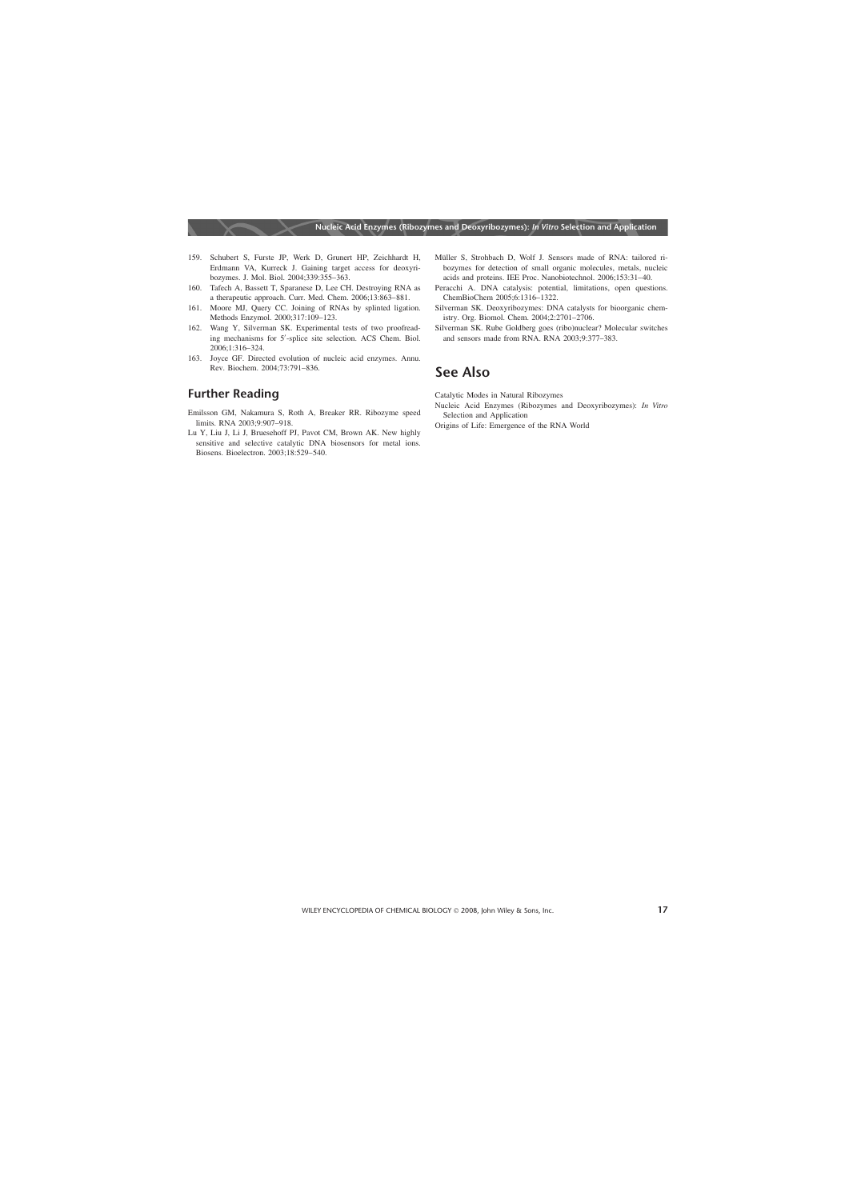159. Schubert S, Furste JP, Werk D, Grunert HP, Zeichhardt H, Erdmann VA, Kurreck J. Gaining target access for deoxyribozymes. J. Mol. Biol. 2004;339:355–363.
160. Tafech A, Bassett T, Sparanese D, Lee CH. Destroying RNA as a therapeutic approach. Curr. Med. Chem. 2006;13:863–881.
161. Moore MJ, Query CC. Joining of RNAs by splinted ligation. Methods Enzymol. 2000;317:109–123.
162. Wang Y, Silverman SK. Experimental tests of two proofreading mechanisms for 5′-splice site selection. ACS Chem. Biol. 2006;1:316–324.
163. Joyce GF. Directed evolution of nucleic acid enzymes. Annu. Rev. Biochem. 2004;73:791–836.

## Further Reading

Emilsson GM, Nakamura S, Roth A, Breaker RR. Ribozyme speed limits. RNA 2003;9:907–918.

Lu Y, Liu J, Li J, Bruesehoff PJ, Pavot CM, Brown AK. New highly sensitive and selective catalytic DNA biosensors for metal ions. Biosens. Bioelectron. 2003;18:529–540.

Müller S, Strohbach D, Wolf J. Sensors made of RNA: tailored ribozymes for detection of small organic molecules, metals, nucleic acids and proteins. IEE Proc. Nanobiotechnol. 2006;153:31–40.

Peracchi A. DNA catalysis: potential, limitations, open questions. ChemBioChem 2005;6:1316–1322.

Silverman SK. Deoxyribozymes: DNA catalysts for bioorganic chemistry. Org. Biomol. Chem. 2004;2:2701–2706.

Silverman SK. Rube Goldberg goes (ribo)nuclear? Molecular switches and sensors made from RNA. RNA 2003;9:377–383.

## See Also

Catalytic Modes in Natural Ribozymes

Nucleic Acid Enzymes (Ribozymes and Deoxyribozymes): *In Vitro* Selection and Application

Origins of Life: Emergence of the RNA World